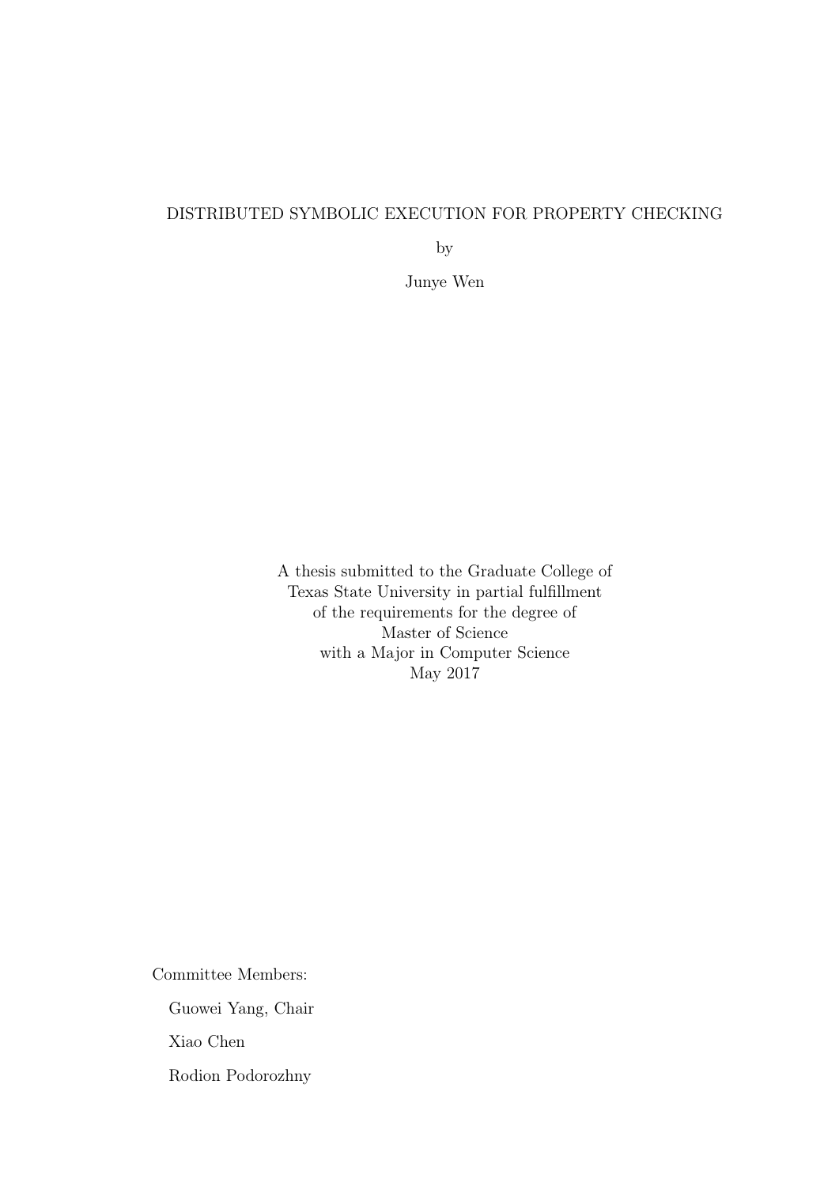# DISTRIBUTED SYMBOLIC EXECUTION FOR PROPERTY CHECKING

by

Junye Wen

A thesis submitted to the Graduate College of
Texas State University in partial fulfillment
of the requirements for the degree of
Master of Science
with a Major in Computer Science
May 2017

Committee Members:

Guowei Yang, Chair

Xiao Chen

Rodion Podorozhny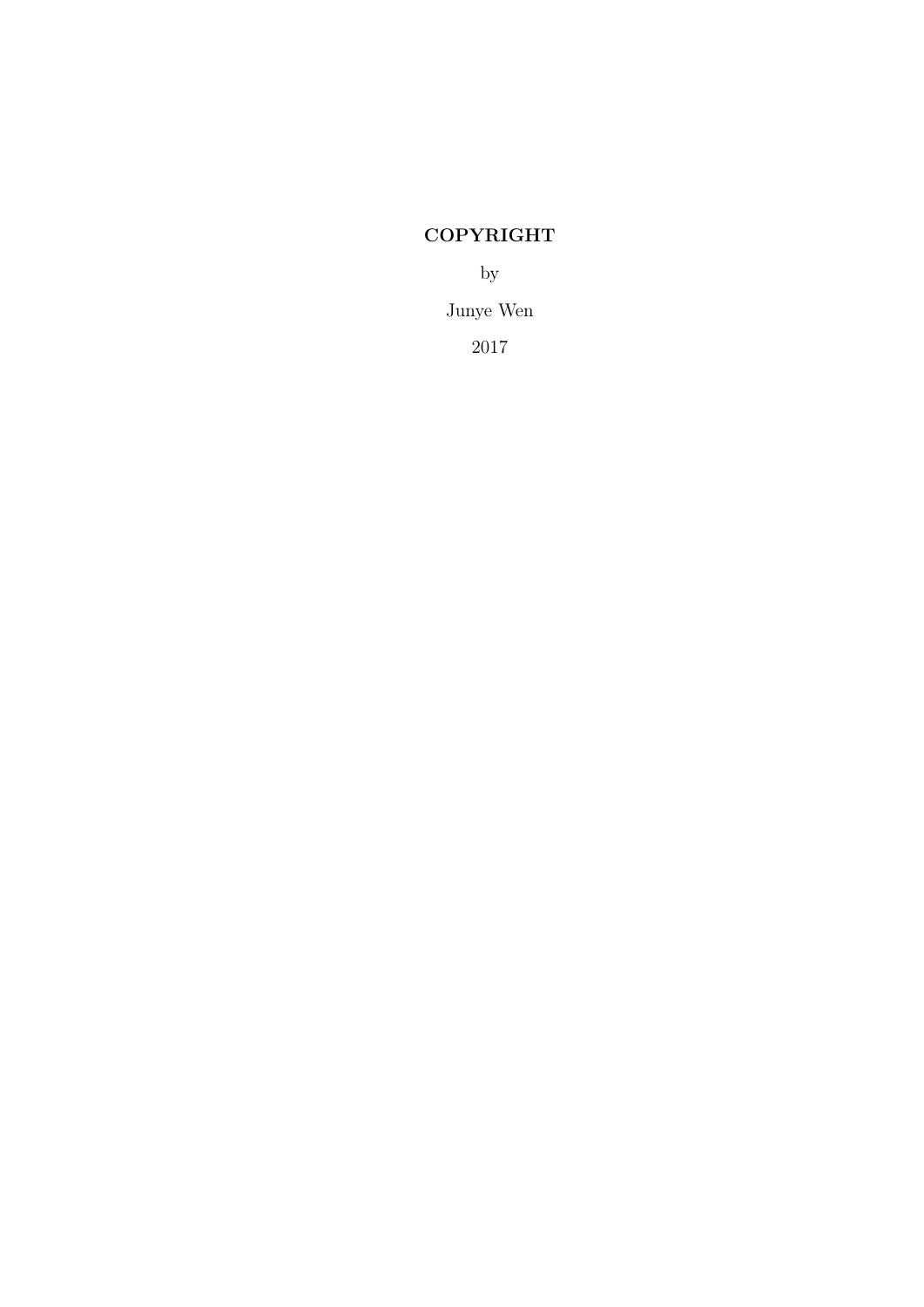**COPYRIGHT**

by

Junye Wen

2017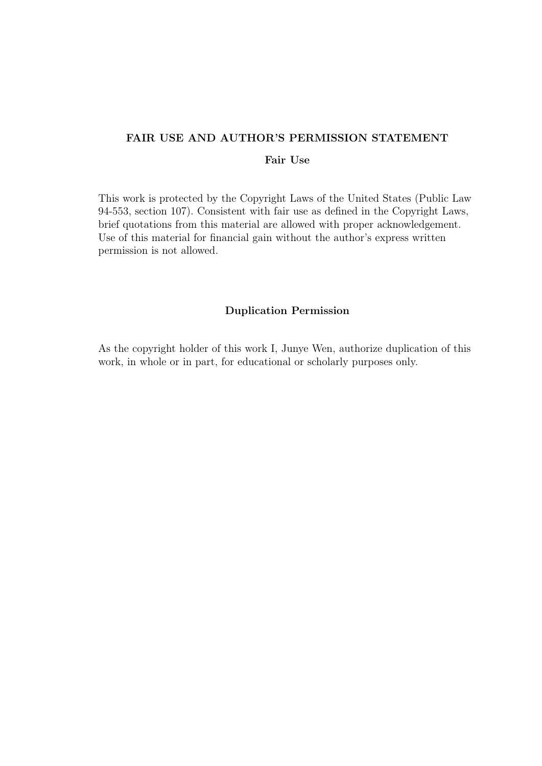## FAIR USE AND AUTHOR'S PERMISSION STATEMENT

### Fair Use

This work is protected by the Copyright Laws of the United States (Public Law 94-553, section 107). Consistent with fair use as defined in the Copyright Laws, brief quotations from this material are allowed with proper acknowledgement. Use of this material for financial gain without the author's express written permission is not allowed.

### Duplication Permission

As the copyright holder of this work I, Junye Wen, authorize duplication of this work, in whole or in part, for educational or scholarly purposes only.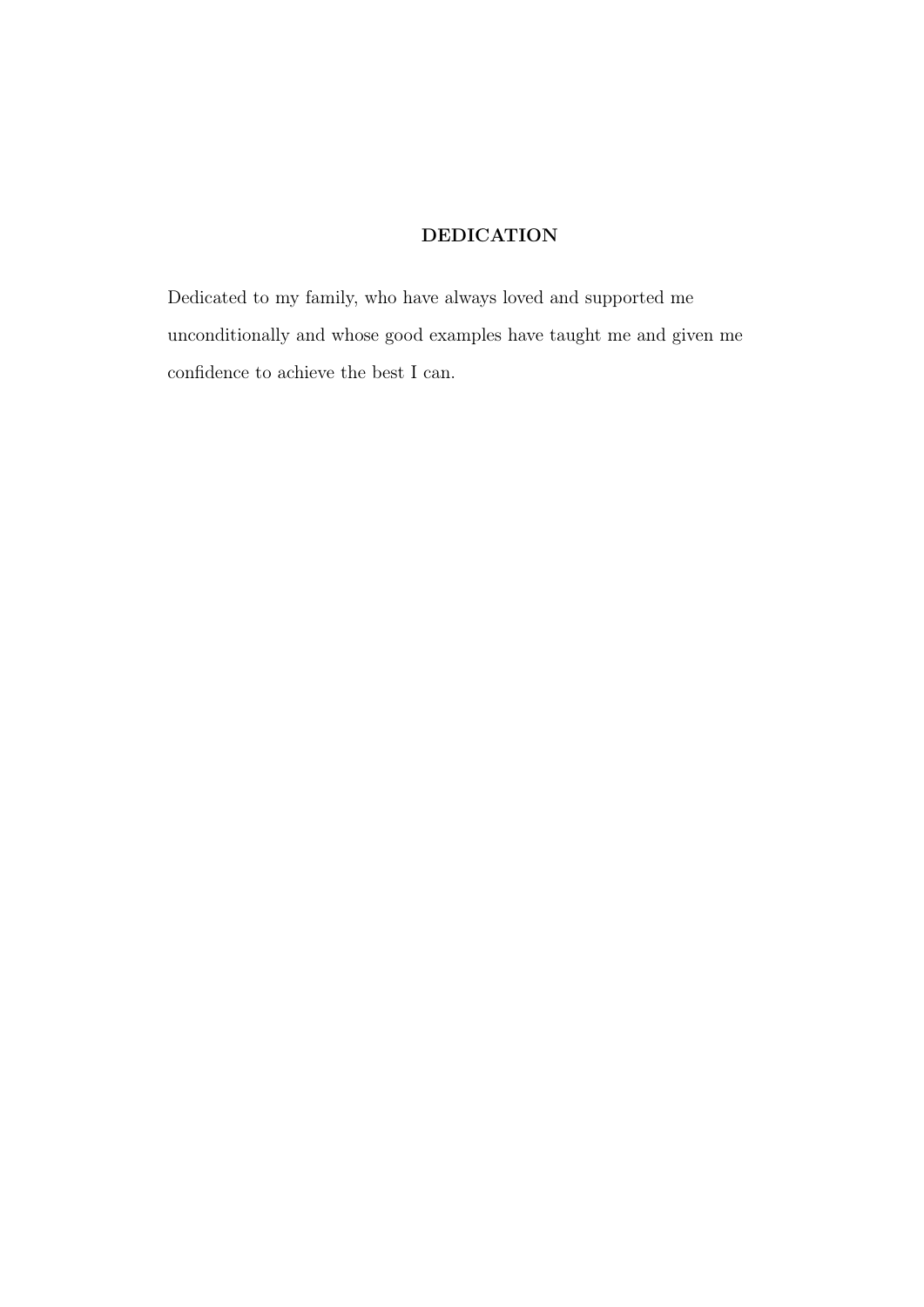# DEDICATION

Dedicated to my family, who have always loved and supported me unconditionally and whose good examples have taught me and given me confidence to achieve the best I can.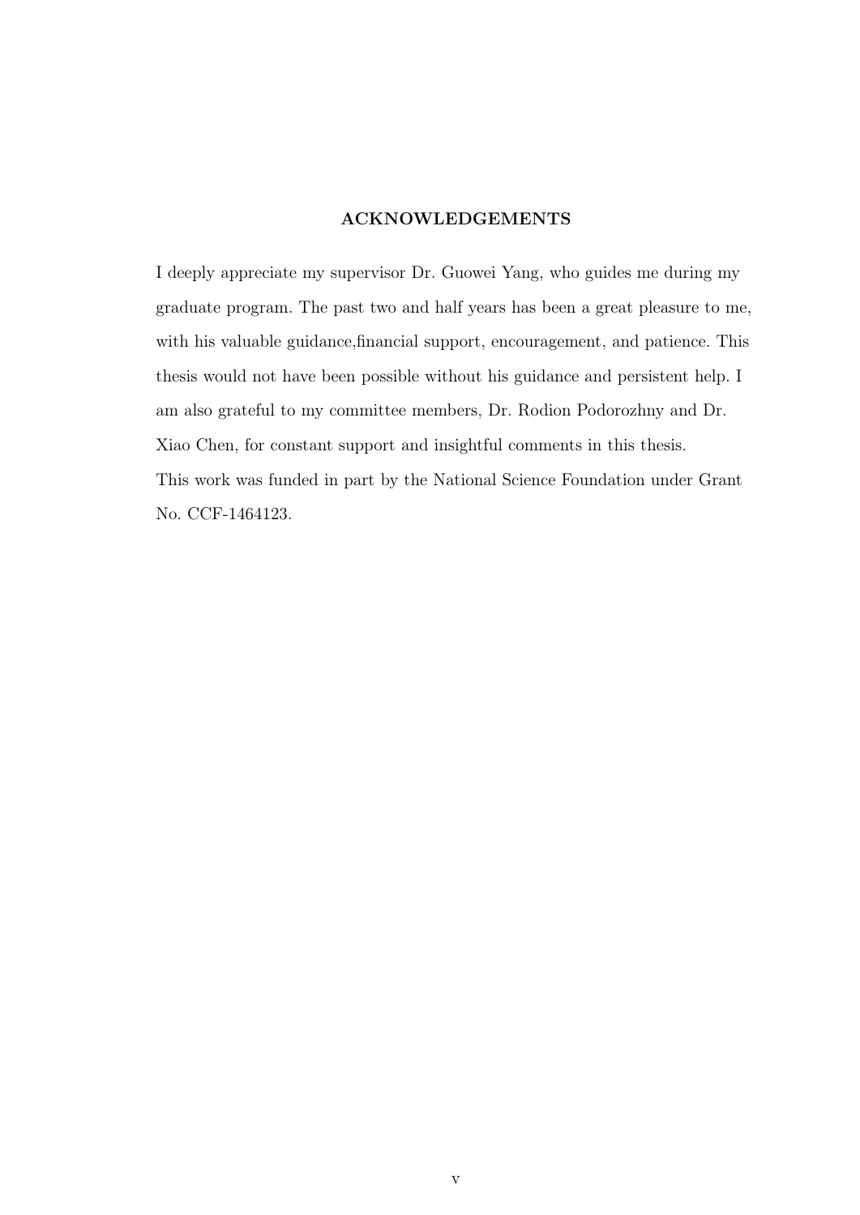# ACKNOWLEDGEMENTS

I deeply appreciate my supervisor Dr. Guowei Yang, who guides me during my graduate program. The past two and half years has been a great pleasure to me, with his valuable guidance,financial support, encouragement, and patience. This thesis would not have been possible without his guidance and persistent help. I am also grateful to my committee members, Dr. Rodion Podorozhny and Dr. Xiao Chen, for constant support and insightful comments in this thesis.
This work was funded in part by the National Science Foundation under Grant No. CCF-1464123.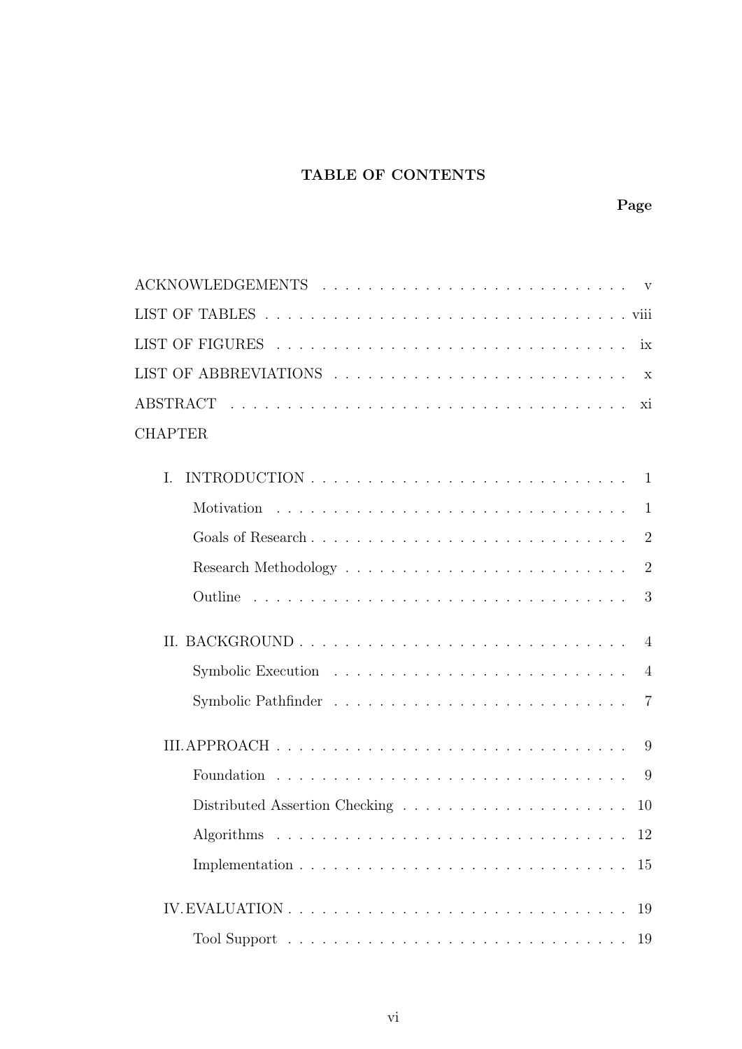# TABLE OF CONTENTS

| | Page |
|---|---|
| ACKNOWLEDGEMENTS | v |
| LIST OF TABLES | viii |
| LIST OF FIGURES | ix |
| LIST OF ABBREVIATIONS | x |
| ABSTRACT | xi |
| CHAPTER | |
| I. INTRODUCTION | 1 |
| Motivation | 1 |
| Goals of Research | 2 |
| Research Methodology | 2 |
| Outline | 3 |
| II. BACKGROUND | 4 |
| Symbolic Execution | 4 |
| Symbolic Pathfinder | 7 |
| III. APPROACH | 9 |
| Foundation | 9 |
| Distributed Assertion Checking | 10 |
| Algorithms | 12 |
| Implementation | 15 |
| IV. EVALUATION | 19 |
| Tool Support | 19 |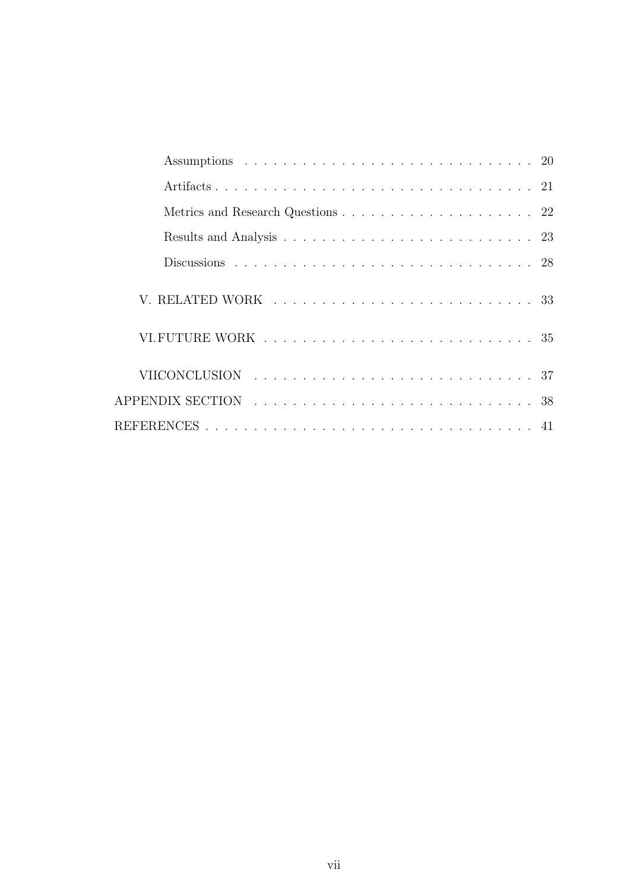Assumptions . . . . . . . . . . . . . . . . . . . . . . . . . . . . . . 20

Artifacts . . . . . . . . . . . . . . . . . . . . . . . . . . . . . . . . 21

Metrics and Research Questions . . . . . . . . . . . . . . . . . . . . . 22

Results and Analysis . . . . . . . . . . . . . . . . . . . . . . . . . . 23

Discussions . . . . . . . . . . . . . . . . . . . . . . . . . . . . . . 28

V. RELATED WORK . . . . . . . . . . . . . . . . . . . . . . . . . . 33

VI. FUTURE WORK . . . . . . . . . . . . . . . . . . . . . . . . . . . 35

VII. CONCLUSION . . . . . . . . . . . . . . . . . . . . . . . . . . . . 37

APPENDIX SECTION . . . . . . . . . . . . . . . . . . . . . . . . . . . 38

REFERENCES . . . . . . . . . . . . . . . . . . . . . . . . . . . . . . . 41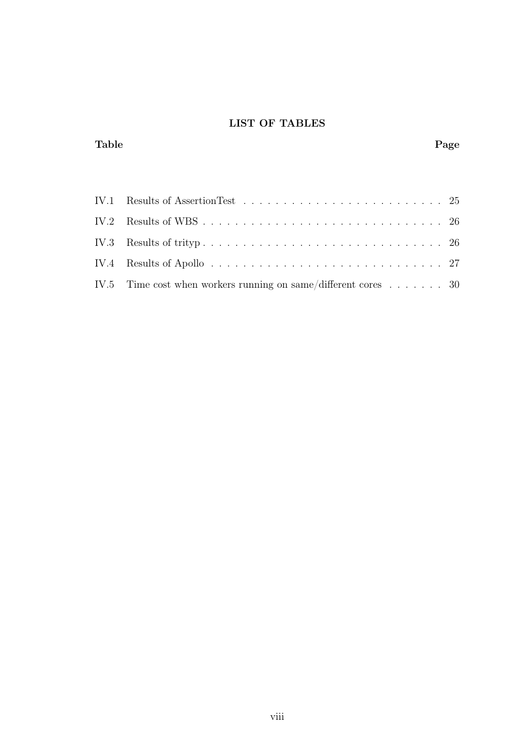# LIST OF TABLES

| Table | | Page |
|---|---|---|
| IV.1 | Results of AssertionTest | 25 |
| IV.2 | Results of WBS | 26 |
| IV.3 | Results of trityp | 26 |
| IV.4 | Results of Apollo | 27 |
| IV.5 | Time cost when workers running on same/different cores | 30 |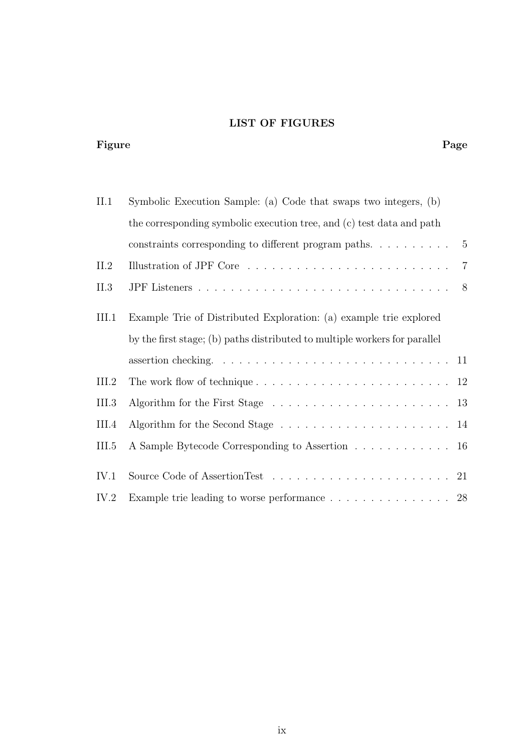## LIST OF FIGURES

| Figure | | Page |
|---|---|---|
| II.1 | Symbolic Execution Sample: (a) Code that swaps two integers, (b) the corresponding symbolic execution tree, and (c) test data and path constraints corresponding to different program paths. | 5 |
| II.2 | Illustration of JPF Core | 7 |
| II.3 | JPF Listeners | 8 |
| III.1 | Example Trie of Distributed Exploration: (a) example trie explored by the first stage; (b) paths distributed to multiple workers for parallel assertion checking. | 11 |
| III.2 | The work flow of technique | 12 |
| III.3 | Algorithm for the First Stage | 13 |
| III.4 | Algorithm for the Second Stage | 14 |
| III.5 | A Sample Bytecode Corresponding to Assertion | 16 |
| IV.1 | Source Code of AssertionTest | 21 |
| IV.2 | Example trie leading to worse performance | 28 |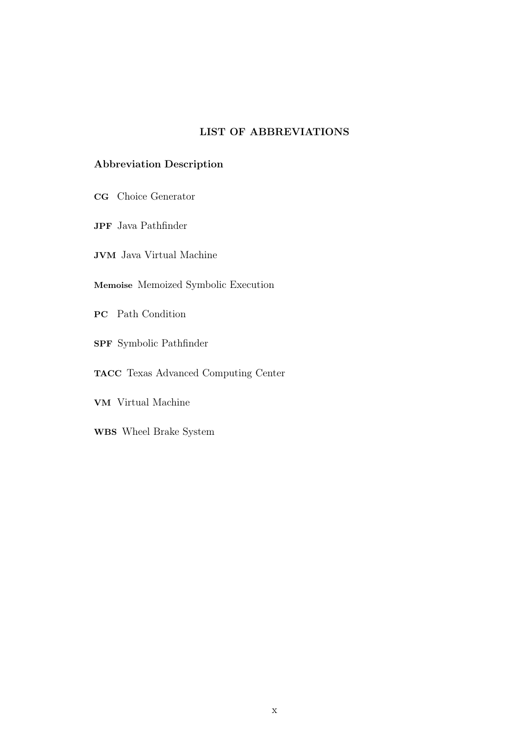# LIST OF ABBREVIATIONS

**Abbreviation Description**

**CG** Choice Generator

**JPF** Java Pathfinder

**JVM** Java Virtual Machine

**Memoise** Memoized Symbolic Execution

**PC** Path Condition

**SPF** Symbolic Pathfinder

**TACC** Texas Advanced Computing Center

**VM** Virtual Machine

**WBS** Wheel Brake System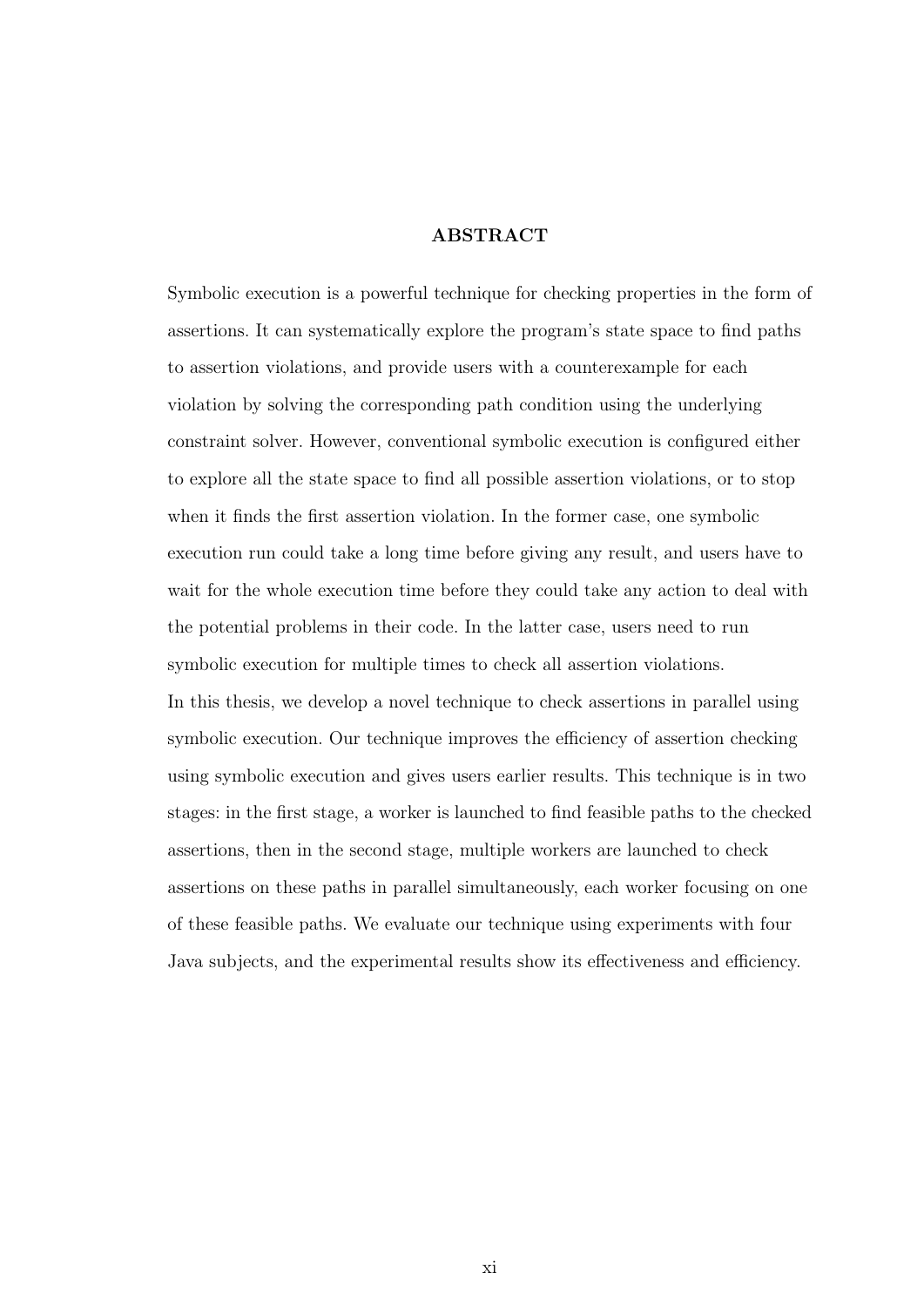# ABSTRACT

Symbolic execution is a powerful technique for checking properties in the form of assertions. It can systematically explore the program's state space to find paths to assertion violations, and provide users with a counterexample for each violation by solving the corresponding path condition using the underlying constraint solver. However, conventional symbolic execution is configured either to explore all the state space to find all possible assertion violations, or to stop when it finds the first assertion violation. In the former case, one symbolic execution run could take a long time before giving any result, and users have to wait for the whole execution time before they could take any action to deal with the potential problems in their code. In the latter case, users need to run symbolic execution for multiple times to check all assertion violations.

In this thesis, we develop a novel technique to check assertions in parallel using symbolic execution. Our technique improves the efficiency of assertion checking using symbolic execution and gives users earlier results. This technique is in two stages: in the first stage, a worker is launched to find feasible paths to the checked assertions, then in the second stage, multiple workers are launched to check assertions on these paths in parallel simultaneously, each worker focusing on one of these feasible paths. We evaluate our technique using experiments with four Java subjects, and the experimental results show its effectiveness and efficiency.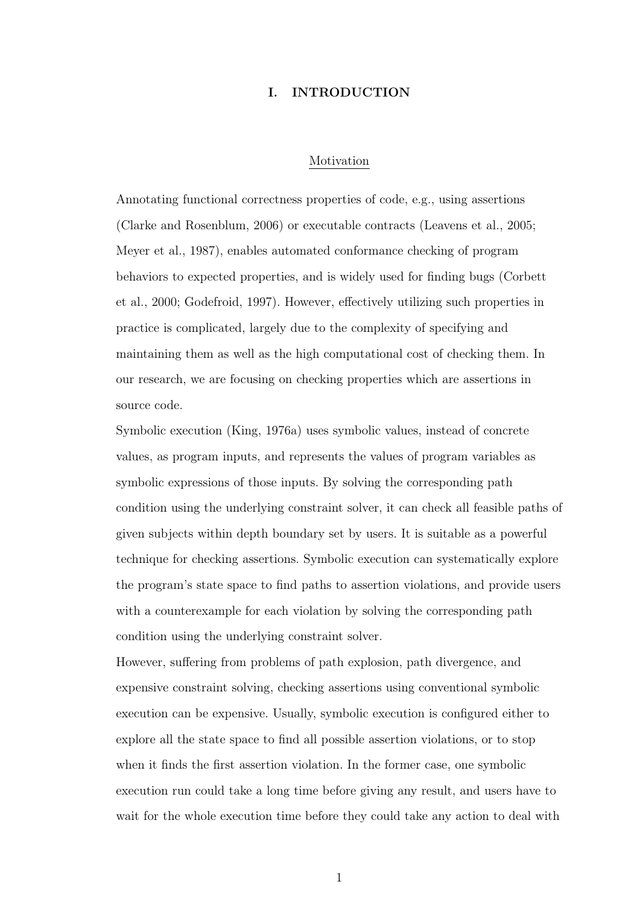# I. INTRODUCTION

## Motivation

Annotating functional correctness properties of code, e.g., using assertions (Clarke and Rosenblum, 2006) or executable contracts (Leavens et al., 2005; Meyer et al., 1987), enables automated conformance checking of program behaviors to expected properties, and is widely used for finding bugs (Corbett et al., 2000; Godefroid, 1997). However, effectively utilizing such properties in practice is complicated, largely due to the complexity of specifying and maintaining them as well as the high computational cost of checking them. In our research, we are focusing on checking properties which are assertions in source code.

Symbolic execution (King, 1976a) uses symbolic values, instead of concrete values, as program inputs, and represents the values of program variables as symbolic expressions of those inputs. By solving the corresponding path condition using the underlying constraint solver, it can check all feasible paths of given subjects within depth boundary set by users. It is suitable as a powerful technique for checking assertions. Symbolic execution can systematically explore the program's state space to find paths to assertion violations, and provide users with a counterexample for each violation by solving the corresponding path condition using the underlying constraint solver.

However, suffering from problems of path explosion, path divergence, and expensive constraint solving, checking assertions using conventional symbolic execution can be expensive. Usually, symbolic execution is configured either to explore all the state space to find all possible assertion violations, or to stop when it finds the first assertion violation. In the former case, one symbolic execution run could take a long time before giving any result, and users have to wait for the whole execution time before they could take any action to deal with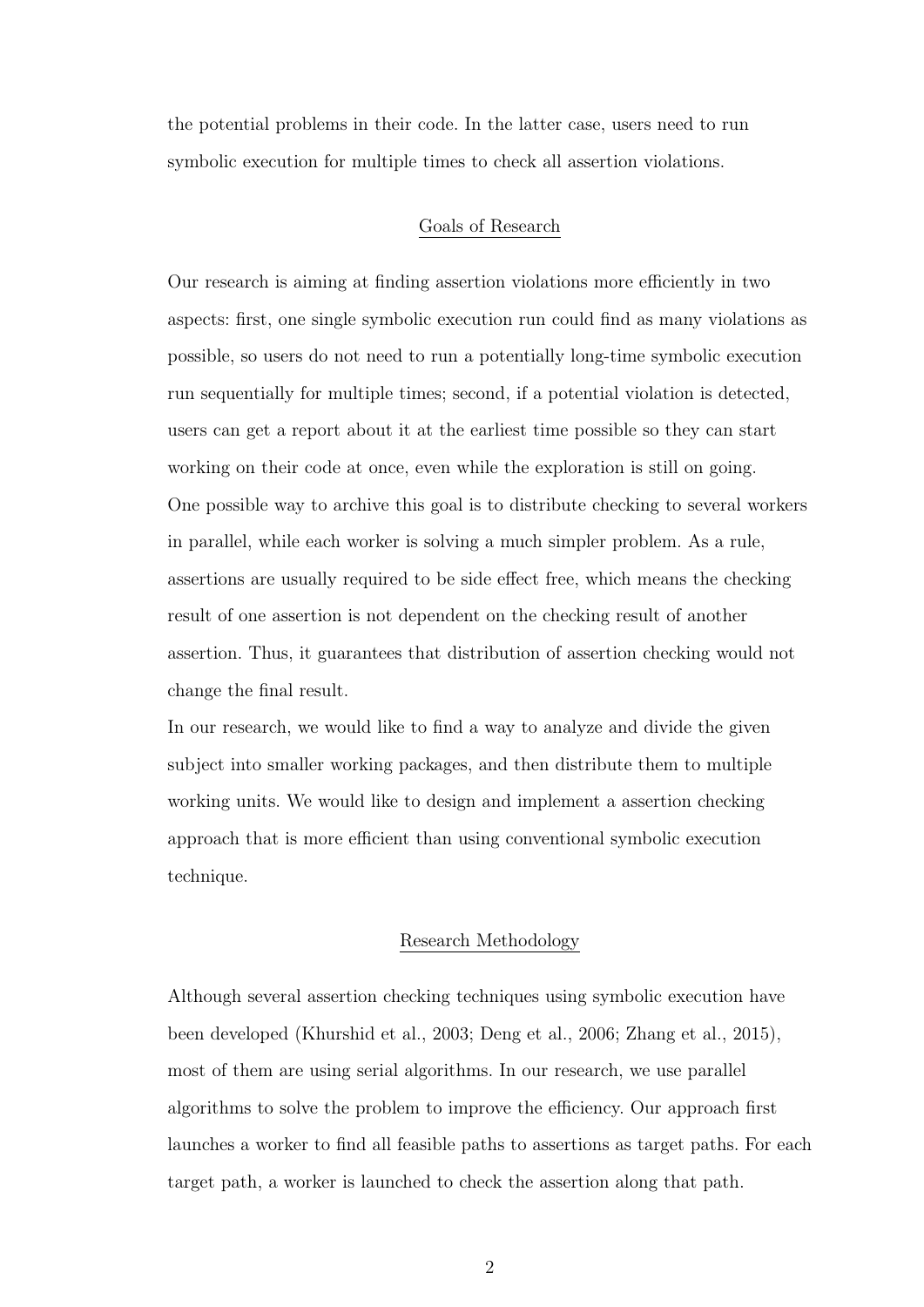the potential problems in their code. In the latter case, users need to run symbolic execution for multiple times to check all assertion violations.

## Goals of Research

Our research is aiming at finding assertion violations more efficiently in two aspects: first, one single symbolic execution run could find as many violations as possible, so users do not need to run a potentially long-time symbolic execution run sequentially for multiple times; second, if a potential violation is detected, users can get a report about it at the earliest time possible so they can start working on their code at once, even while the exploration is still on going.
One possible way to archive this goal is to distribute checking to several workers in parallel, while each worker is solving a much simpler problem. As a rule, assertions are usually required to be side effect free, which means the checking result of one assertion is not dependent on the checking result of another assertion. Thus, it guarantees that distribution of assertion checking would not change the final result.
In our research, we would like to find a way to analyze and divide the given subject into smaller working packages, and then distribute them to multiple working units. We would like to design and implement a assertion checking approach that is more efficient than using conventional symbolic execution technique.

## Research Methodology

Although several assertion checking techniques using symbolic execution have been developed (Khurshid et al., 2003; Deng et al., 2006; Zhang et al., 2015), most of them are using serial algorithms. In our research, we use parallel algorithms to solve the problem to improve the efficiency. Our approach first launches a worker to find all feasible paths to assertions as target paths. For each target path, a worker is launched to check the assertion along that path.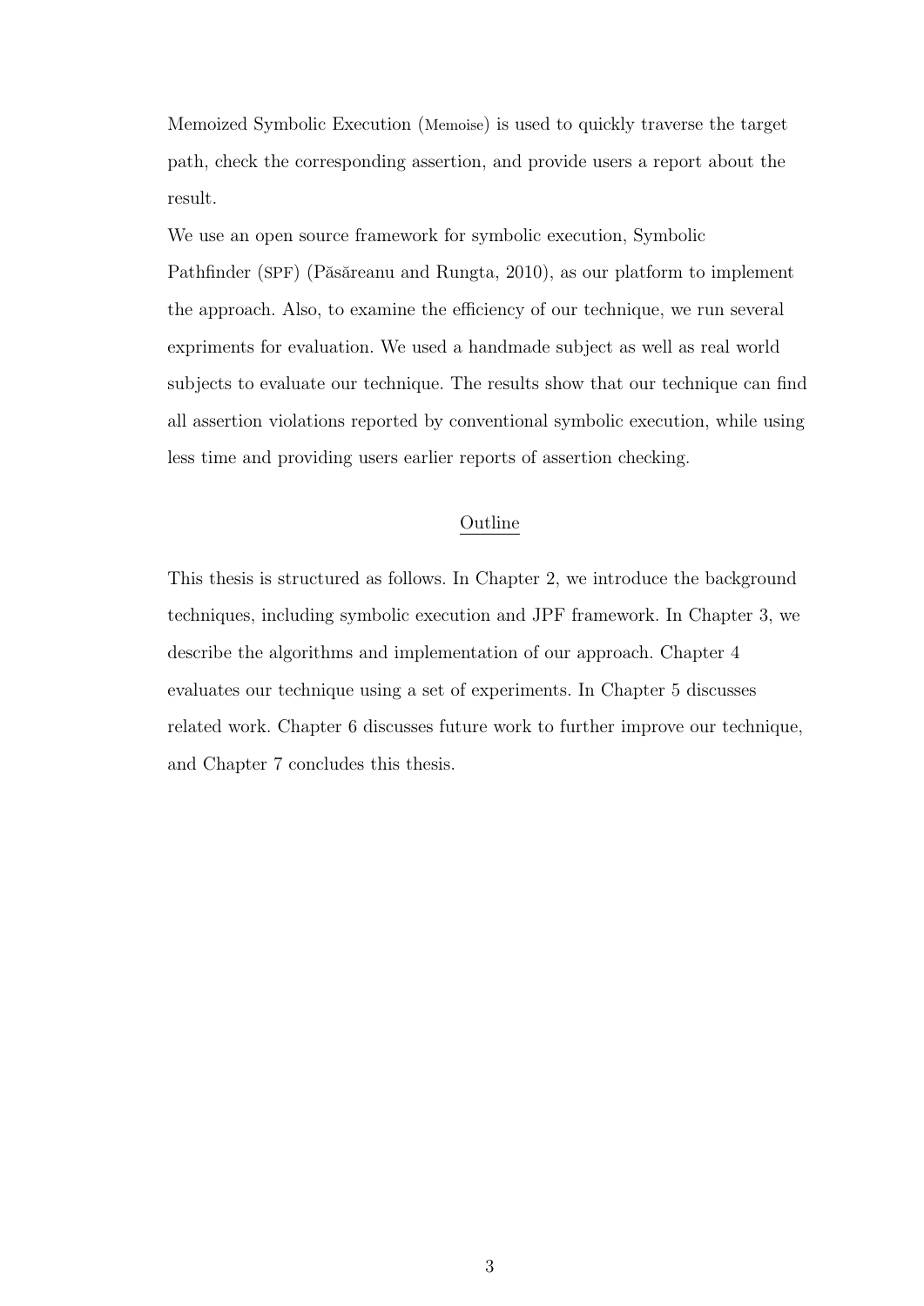Memoized Symbolic Execution (Memoise) is used to quickly traverse the target path, check the corresponding assertion, and provide users a report about the result.

We use an open source framework for symbolic execution, Symbolic Pathfinder (SPF) (Păsăreanu and Rungta, 2010), as our platform to implement the approach. Also, to examine the efficiency of our technique, we run several expriments for evaluation. We used a handmade subject as well as real world subjects to evaluate our technique. The results show that our technique can find all assertion violations reported by conventional symbolic execution, while using less time and providing users earlier reports of assertion checking.

## Outline

This thesis is structured as follows. In Chapter 2, we introduce the background techniques, including symbolic execution and JPF framework. In Chapter 3, we describe the algorithms and implementation of our approach. Chapter 4 evaluates our technique using a set of experiments. In Chapter 5 discusses related work. Chapter 6 discusses future work to further improve our technique, and Chapter 7 concludes this thesis.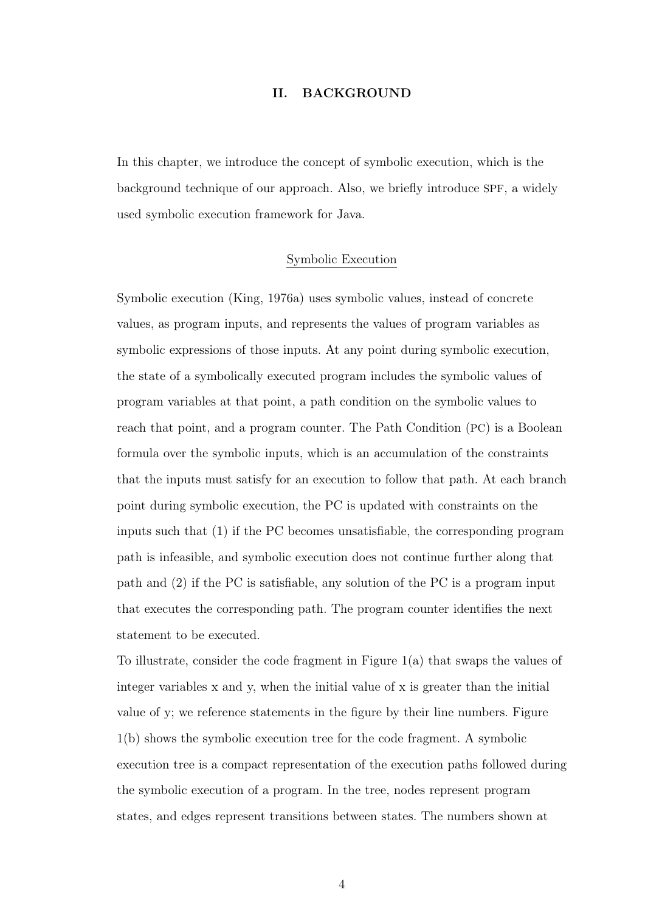# II. BACKGROUND

In this chapter, we introduce the concept of symbolic execution, which is the background technique of our approach. Also, we briefly introduce SPF, a widely used symbolic execution framework for Java.

## Symbolic Execution

Symbolic execution (King, 1976a) uses symbolic values, instead of concrete values, as program inputs, and represents the values of program variables as symbolic expressions of those inputs. At any point during symbolic execution, the state of a symbolically executed program includes the symbolic values of program variables at that point, a path condition on the symbolic values to reach that point, and a program counter. The Path Condition (PC) is a Boolean formula over the symbolic inputs, which is an accumulation of the constraints that the inputs must satisfy for an execution to follow that path. At each branch point during symbolic execution, the PC is updated with constraints on the inputs such that (1) if the PC becomes unsatisfiable, the corresponding program path is infeasible, and symbolic execution does not continue further along that path and (2) if the PC is satisfiable, any solution of the PC is a program input that executes the corresponding path. The program counter identifies the next statement to be executed.

To illustrate, consider the code fragment in Figure 1(a) that swaps the values of integer variables x and y, when the initial value of x is greater than the initial value of y; we reference statements in the figure by their line numbers. Figure 1(b) shows the symbolic execution tree for the code fragment. A symbolic execution tree is a compact representation of the execution paths followed during the symbolic execution of a program. In the tree, nodes represent program states, and edges represent transitions between states. The numbers shown at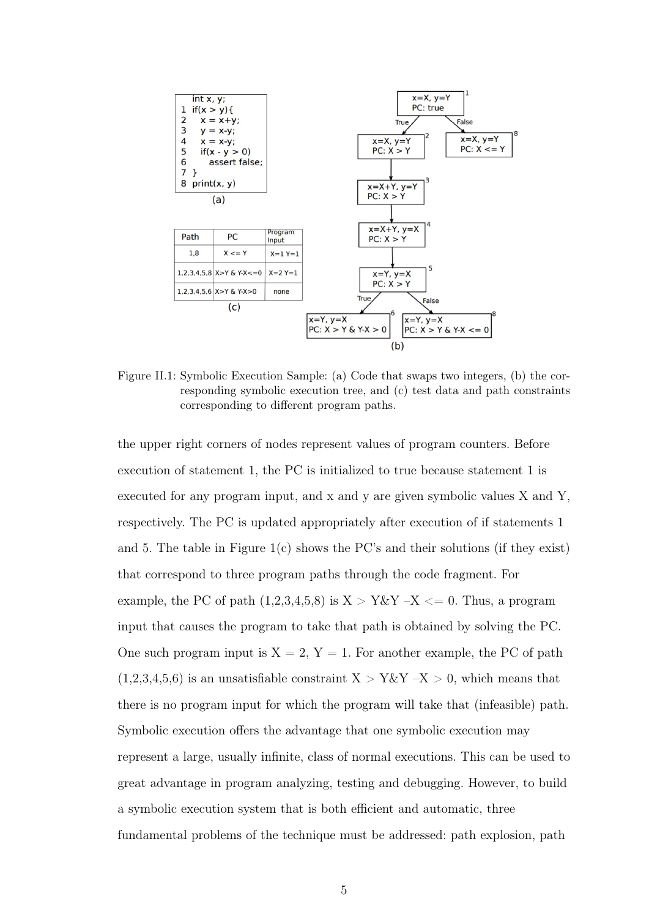```
   int x, y;
1  if(x > y){
2    x = x+y;
3    y = x-y;
4    x = x-y;
5    if(x - y > 0)
6       assert false;
7  }
8  print(x, y)
```

(a)

| Path | PC | Program Input |
| --- | --- | --- |
| 1,8 | X <= Y | X=1 Y=1 |
| 1,2,3,4,5,8 | X>Y & Y-X<=0 | X=2 Y=1 |
| 1,2,3,4,5,6 | X>Y & Y-X>0 | none |

(c)

Figure II.1: Symbolic Execution Sample: (a) Code that swaps two integers, (b) the corresponding symbolic execution tree, and (c) test data and path constraints corresponding to different program paths.

the upper right corners of nodes represent values of program counters. Before execution of statement 1, the PC is initialized to true because statement 1 is executed for any program input, and x and y are given symbolic values X and Y, respectively. The PC is updated appropriately after execution of if statements 1 and 5. The table in Figure 1(c) shows the PC's and their solutions (if they exist) that correspond to three program paths through the code fragment. For example, the PC of path (1,2,3,4,5,8) is $X > Y \& Y - X <= 0$. Thus, a program input that causes the program to take that path is obtained by solving the PC. One such program input is $X = 2$, $Y = 1$. For another example, the PC of path (1,2,3,4,5,6) is an unsatisfiable constraint $X > Y \& Y - X > 0$, which means that there is no program input for which the program will take that (infeasible) path. Symbolic execution offers the advantage that one symbolic execution may represent a large, usually infinite, class of normal executions. This can be used to great advantage in program analyzing, testing and debugging. However, to build a symbolic execution system that is both efficient and automatic, three fundamental problems of the technique must be addressed: path explosion, path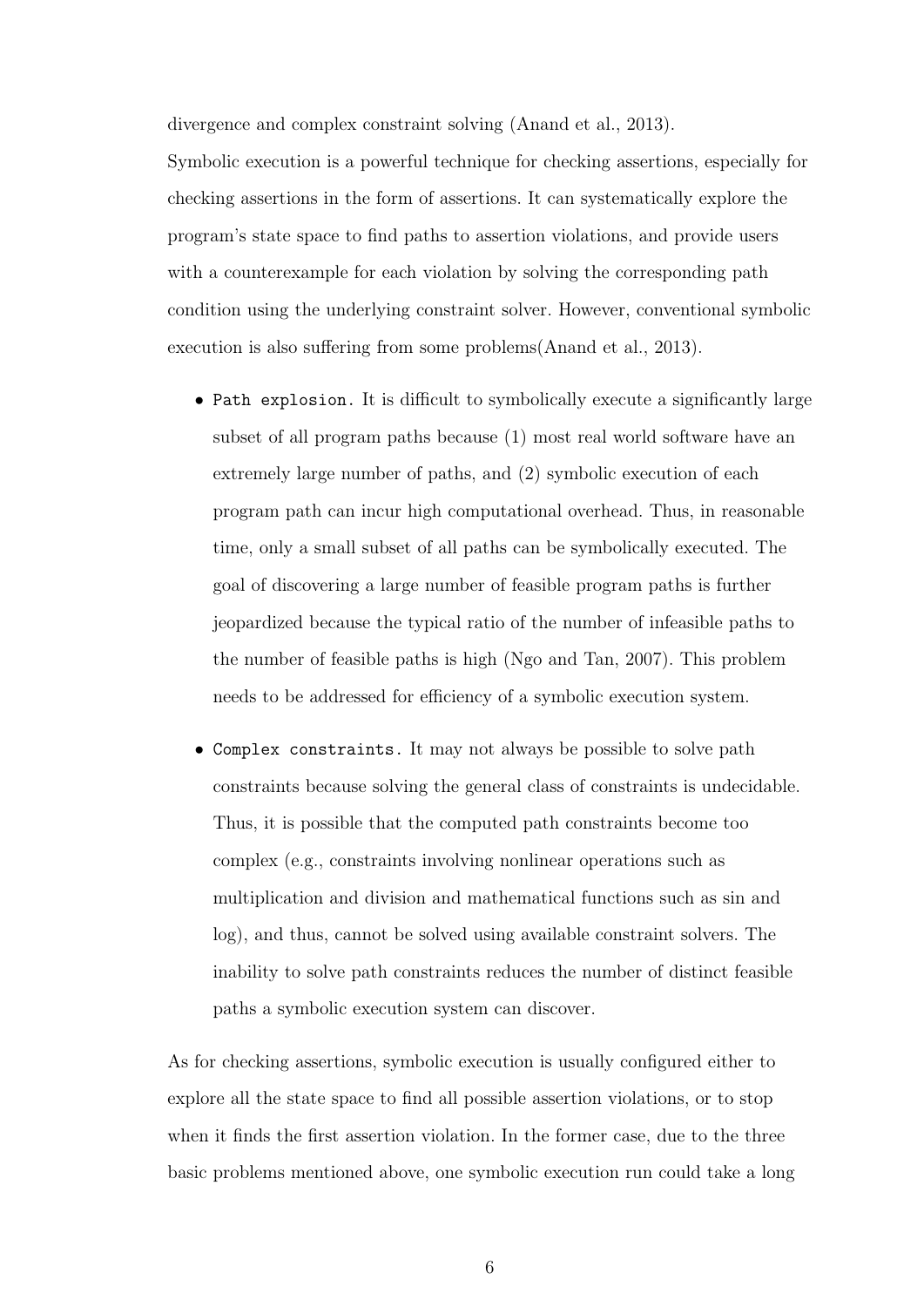divergence and complex constraint solving (Anand et al., 2013).

Symbolic execution is a powerful technique for checking assertions, especially for checking assertions in the form of assertions. It can systematically explore the program's state space to find paths to assertion violations, and provide users with a counterexample for each violation by solving the corresponding path condition using the underlying constraint solver. However, conventional symbolic execution is also suffering from some problems(Anand et al., 2013).

- `Path explosion.` It is difficult to symbolically execute a significantly large subset of all program paths because (1) most real world software have an extremely large number of paths, and (2) symbolic execution of each program path can incur high computational overhead. Thus, in reasonable time, only a small subset of all paths can be symbolically executed. The goal of discovering a large number of feasible program paths is further jeopardized because the typical ratio of the number of infeasible paths to the number of feasible paths is high (Ngo and Tan, 2007). This problem needs to be addressed for efficiency of a symbolic execution system.

- `Complex constraints.` It may not always be possible to solve path constraints because solving the general class of constraints is undecidable. Thus, it is possible that the computed path constraints become too complex (e.g., constraints involving nonlinear operations such as multiplication and division and mathematical functions such as sin and log), and thus, cannot be solved using available constraint solvers. The inability to solve path constraints reduces the number of distinct feasible paths a symbolic execution system can discover.

As for checking assertions, symbolic execution is usually configured either to explore all the state space to find all possible assertion violations, or to stop when it finds the first assertion violation. In the former case, due to the three basic problems mentioned above, one symbolic execution run could take a long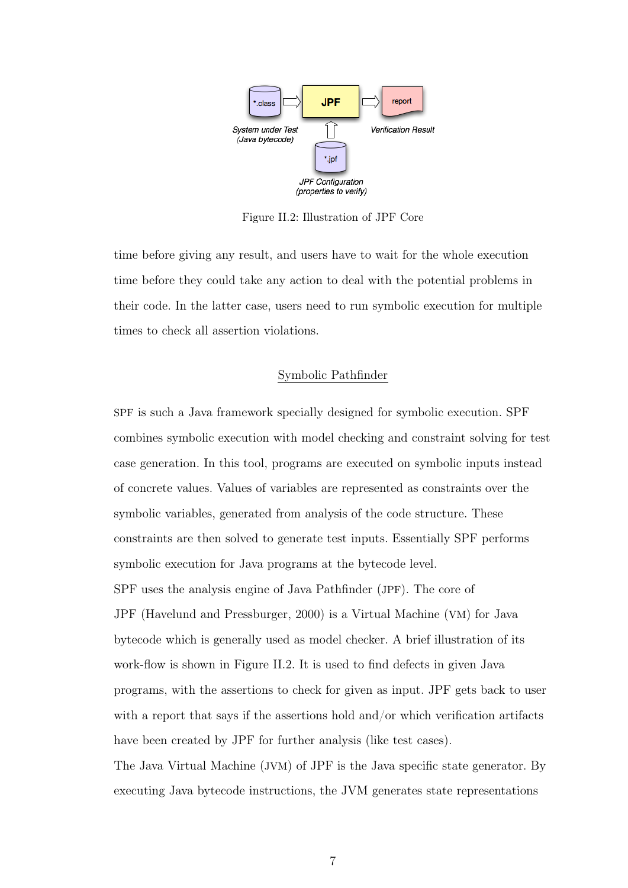Figure II.2: Illustration of JPF Core

time before giving any result, and users have to wait for the whole execution time before they could take any action to deal with the potential problems in their code. In the latter case, users need to run symbolic execution for multiple times to check all assertion violations.

## Symbolic Pathfinder

SPF is such a Java framework specially designed for symbolic execution. SPF combines symbolic execution with model checking and constraint solving for test case generation. In this tool, programs are executed on symbolic inputs instead of concrete values. Values of variables are represented as constraints over the symbolic variables, generated from analysis of the code structure. These constraints are then solved to generate test inputs. Essentially SPF performs symbolic execution for Java programs at the bytecode level.

SPF uses the analysis engine of Java Pathfinder (JPF). The core of JPF (Havelund and Pressburger, 2000) is a Virtual Machine (VM) for Java bytecode which is generally used as model checker. A brief illustration of its work-flow is shown in Figure II.2. It is used to find defects in given Java programs, with the assertions to check for given as input. JPF gets back to user with a report that says if the assertions hold and/or which verification artifacts have been created by JPF for further analysis (like test cases).

The Java Virtual Machine (JVM) of JPF is the Java specific state generator. By executing Java bytecode instructions, the JVM generates state representations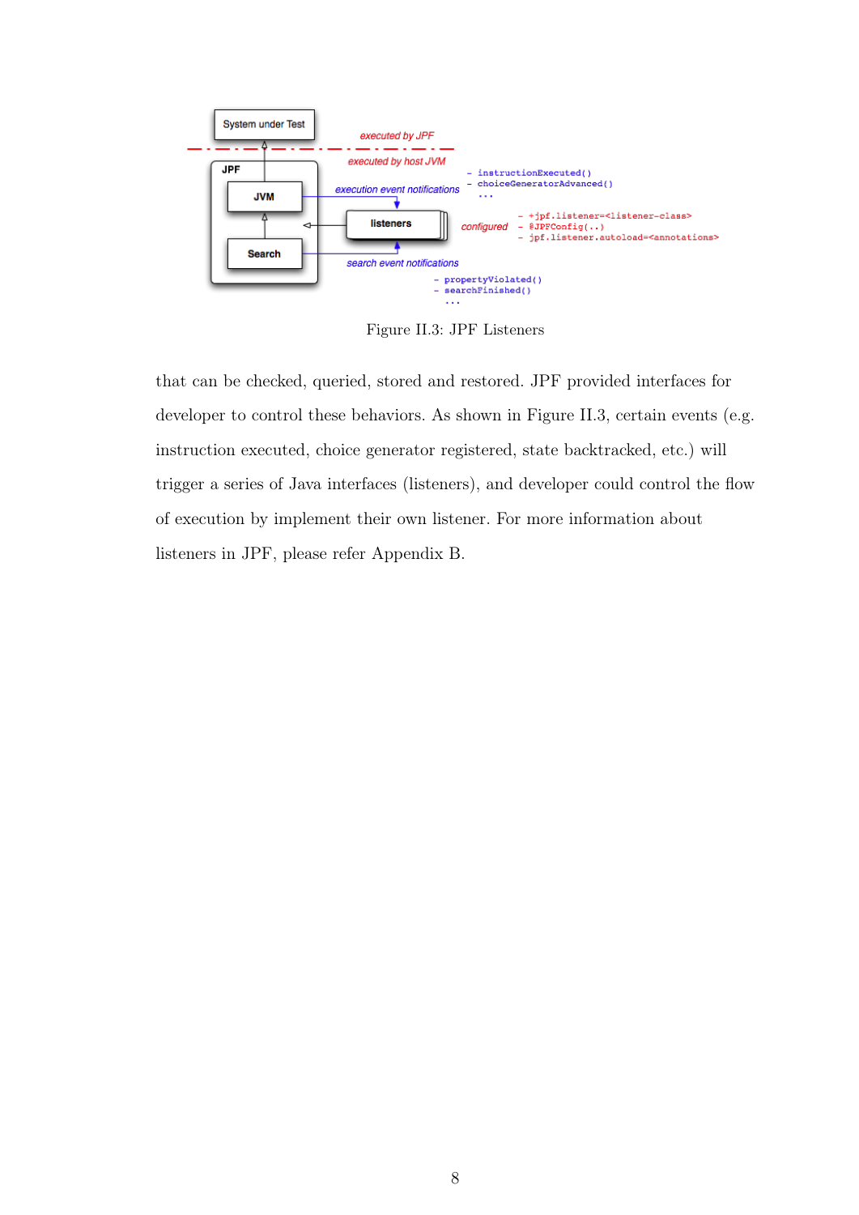Figure II.3: JPF Listeners

that can be checked, queried, stored and restored. JPF provided interfaces for developer to control these behaviors. As shown in Figure II.3, certain events (e.g. instruction executed, choice generator registered, state backtracked, etc.) will trigger a series of Java interfaces (listeners), and developer could control the flow of execution by implement their own listener. For more information about listeners in JPF, please refer Appendix B.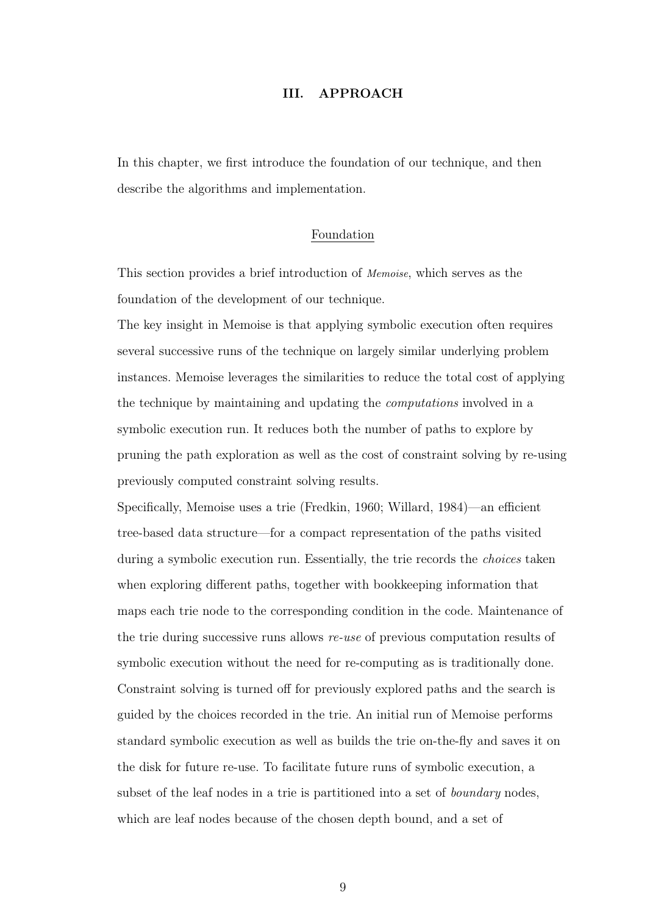# III. APPROACH

In this chapter, we first introduce the foundation of our technique, and then describe the algorithms and implementation.

## Foundation

This section provides a brief introduction of *Memoise*, which serves as the foundation of the development of our technique.

The key insight in Memoise is that applying symbolic execution often requires several successive runs of the technique on largely similar underlying problem instances. Memoise leverages the similarities to reduce the total cost of applying the technique by maintaining and updating the *computations* involved in a symbolic execution run. It reduces both the number of paths to explore by pruning the path exploration as well as the cost of constraint solving by re-using previously computed constraint solving results.

Specifically, Memoise uses a trie (Fredkin, 1960; Willard, 1984)—an efficient tree-based data structure—for a compact representation of the paths visited during a symbolic execution run. Essentially, the trie records the *choices* taken when exploring different paths, together with bookkeeping information that maps each trie node to the corresponding condition in the code. Maintenance of the trie during successive runs allows *re-use* of previous computation results of symbolic execution without the need for re-computing as is traditionally done. Constraint solving is turned off for previously explored paths and the search is guided by the choices recorded in the trie. An initial run of Memoise performs standard symbolic execution as well as builds the trie on-the-fly and saves it on the disk for future re-use. To facilitate future runs of symbolic execution, a subset of the leaf nodes in a trie is partitioned into a set of *boundary* nodes, which are leaf nodes because of the chosen depth bound, and a set of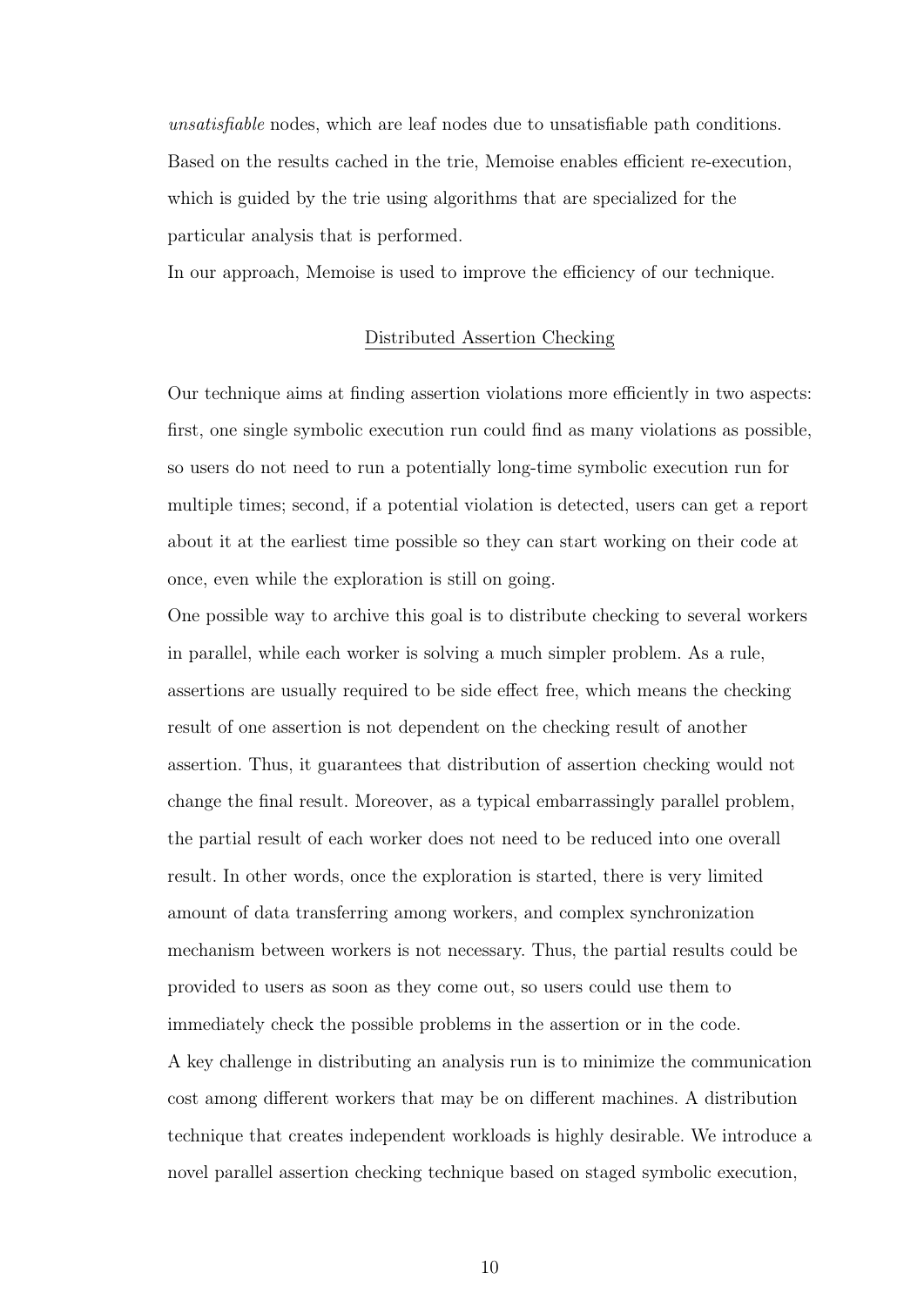*unsatisfiable* nodes, which are leaf nodes due to unsatisfiable path conditions. Based on the results cached in the trie, Memoise enables efficient re-execution, which is guided by the trie using algorithms that are specialized for the particular analysis that is performed.

In our approach, Memoise is used to improve the efficiency of our technique.

## Distributed Assertion Checking

Our technique aims at finding assertion violations more efficiently in two aspects: first, one single symbolic execution run could find as many violations as possible, so users do not need to run a potentially long-time symbolic execution run for multiple times; second, if a potential violation is detected, users can get a report about it at the earliest time possible so they can start working on their code at once, even while the exploration is still on going.

One possible way to archive this goal is to distribute checking to several workers in parallel, while each worker is solving a much simpler problem. As a rule, assertions are usually required to be side effect free, which means the checking result of one assertion is not dependent on the checking result of another assertion. Thus, it guarantees that distribution of assertion checking would not change the final result. Moreover, as a typical embarrassingly parallel problem, the partial result of each worker does not need to be reduced into one overall result. In other words, once the exploration is started, there is very limited amount of data transferring among workers, and complex synchronization mechanism between workers is not necessary. Thus, the partial results could be provided to users as soon as they come out, so users could use them to immediately check the possible problems in the assertion or in the code.

A key challenge in distributing an analysis run is to minimize the communication cost among different workers that may be on different machines. A distribution technique that creates independent workloads is highly desirable. We introduce a novel parallel assertion checking technique based on staged symbolic execution,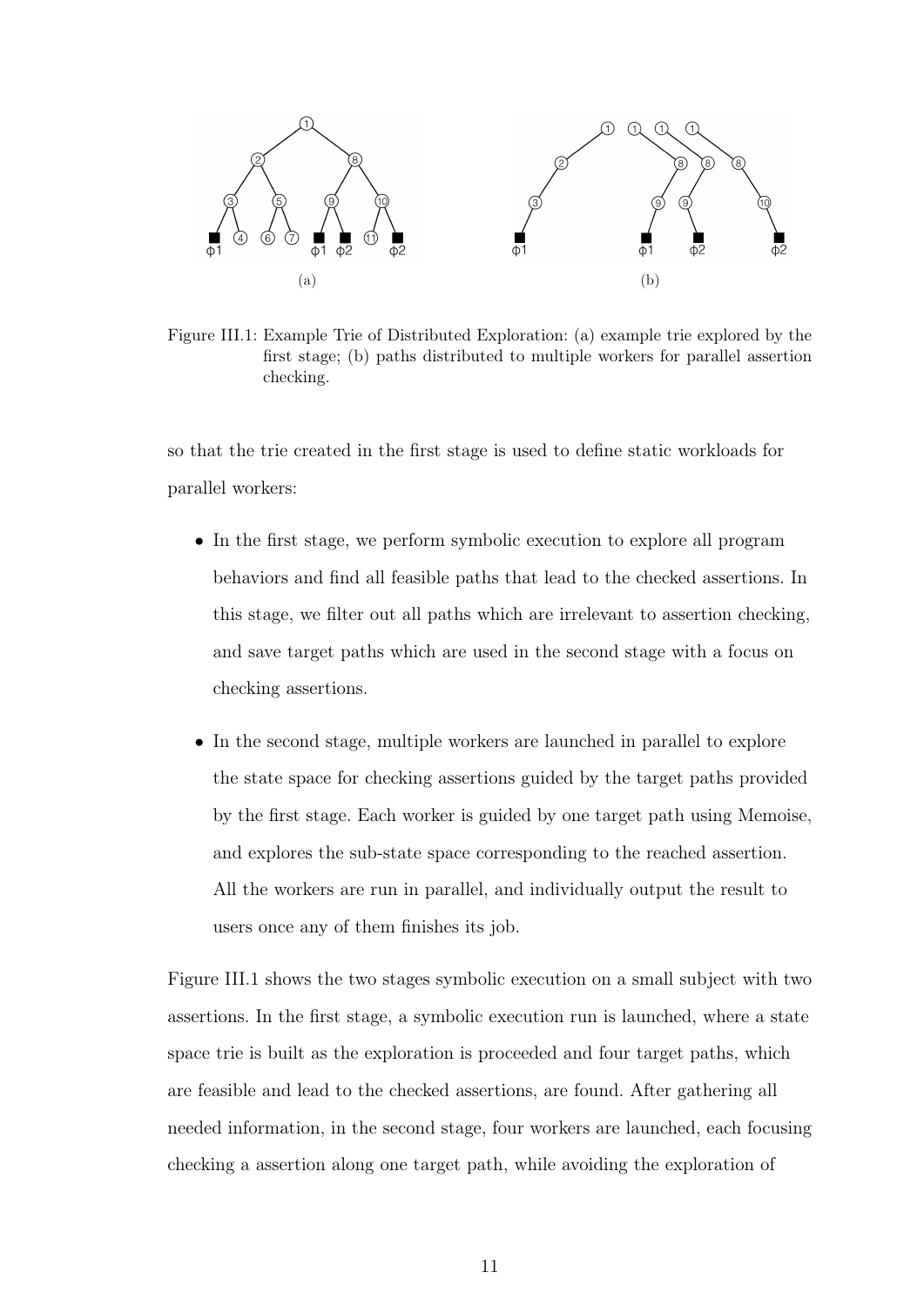Figure III.1: Example Trie of Distributed Exploration: (a) example trie explored by the first stage; (b) paths distributed to multiple workers for parallel assertion checking.

so that the trie created in the first stage is used to define static workloads for parallel workers:

- In the first stage, we perform symbolic execution to explore all program behaviors and find all feasible paths that lead to the checked assertions. In this stage, we filter out all paths which are irrelevant to assertion checking, and save target paths which are used in the second stage with a focus on checking assertions.

- In the second stage, multiple workers are launched in parallel to explore the state space for checking assertions guided by the target paths provided by the first stage. Each worker is guided by one target path using Memoise, and explores the sub-state space corresponding to the reached assertion. All the workers are run in parallel, and individually output the result to users once any of them finishes its job.

Figure III.1 shows the two stages symbolic execution on a small subject with two assertions. In the first stage, a symbolic execution run is launched, where a state space trie is built as the exploration is proceeded and four target paths, which are feasible and lead to the checked assertions, are found. After gathering all needed information, in the second stage, four workers are launched, each focusing checking a assertion along one target path, while avoiding the exploration of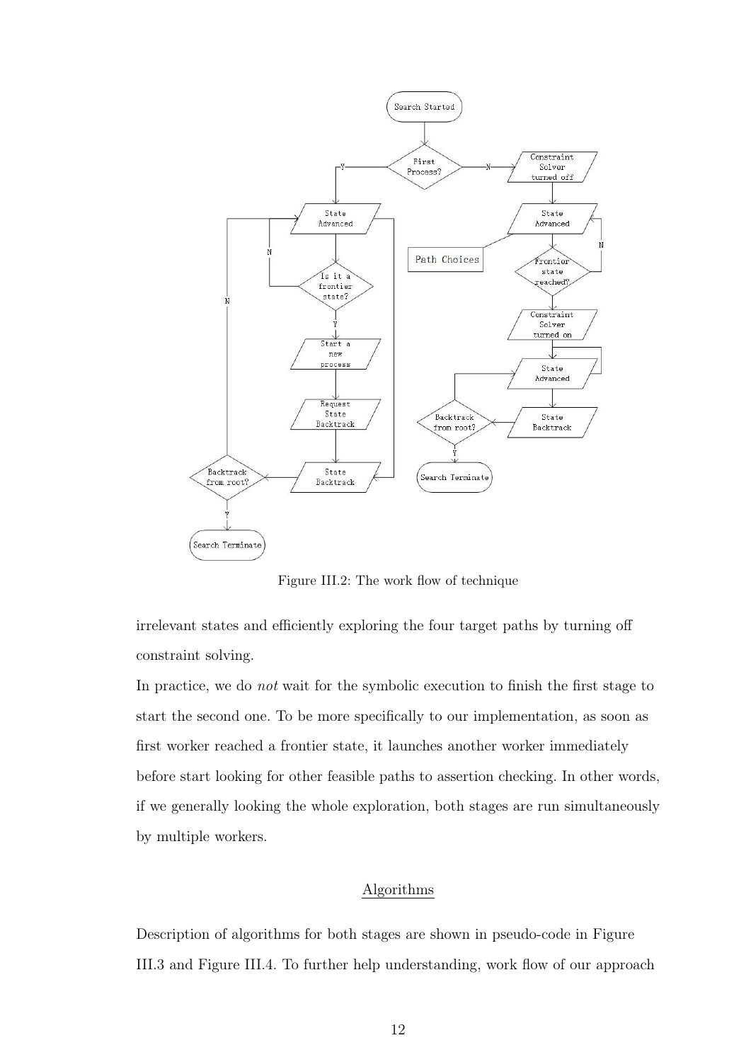Figure III.2: The work flow of technique

irrelevant states and efficiently exploring the four target paths by turning off constraint solving.

In practice, we do *not* wait for the symbolic execution to finish the first stage to start the second one. To be more specifically to our implementation, as soon as first worker reached a frontier state, it launches another worker immediately before start looking for other feasible paths to assertion checking. In other words, if we generally looking the whole exploration, both stages are run simultaneously by multiple workers.

## Algorithms

Description of algorithms for both stages are shown in pseudo-code in Figure III.3 and Figure III.4. To further help understanding, work flow of our approach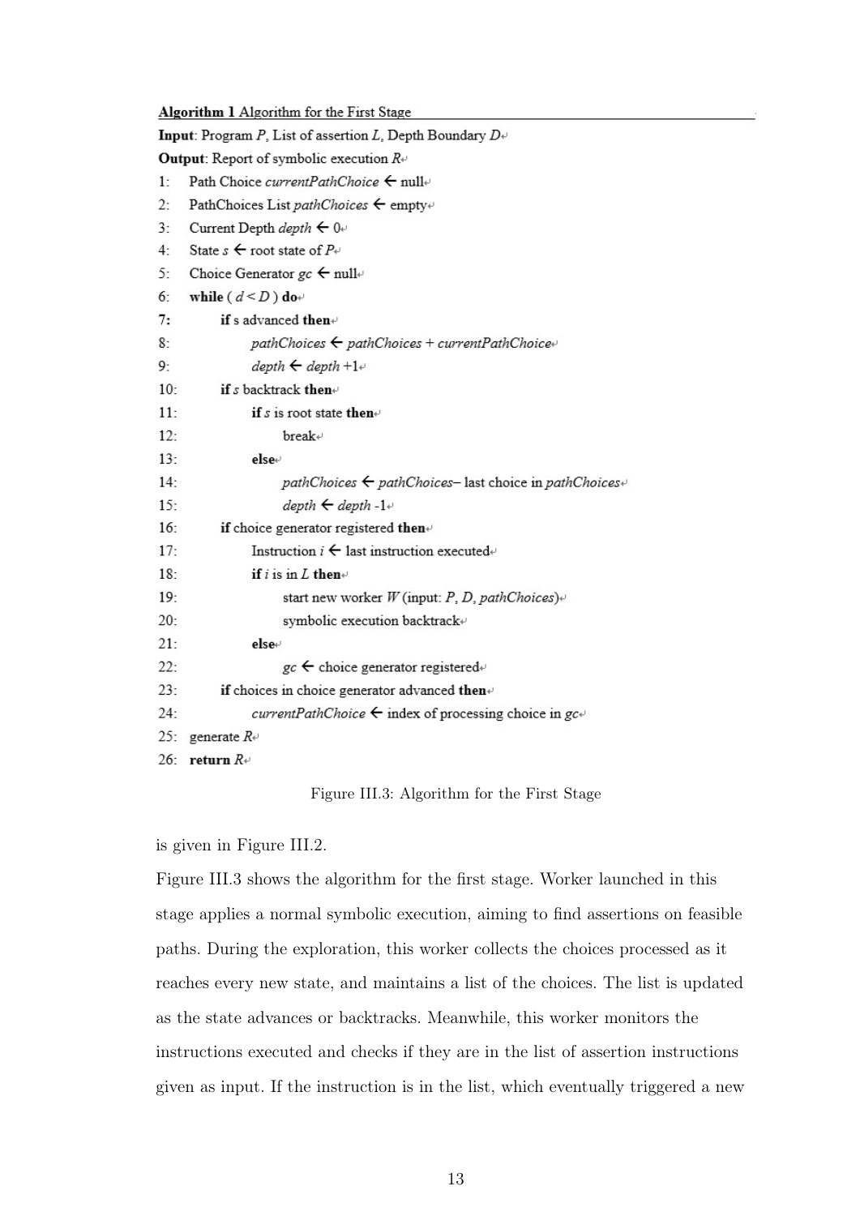**Algorithm 1** Algorithm for the First Stage

**Input**: Program $P$, List of assertion $L$, Depth Boundary $D$

**Output**: Report of symbolic execution $R$

```
1:  Path Choice currentPathChoice ← null
2:  PathChoices List pathChoices ← empty
3:  Current Depth depth ← 0
4:  State s ← root state of P
5:  Choice Generator gc ← null
6:  while ( d < D ) do
7:      if s advanced then
8:          pathChoices ← pathChoices + currentPathChoice
9:          depth ← depth +1
10:     if s backtrack then
11:         if s is root state then
12:             break
13:         else
14:             pathChoices ← pathChoices– last choice in pathChoices
15:             depth ← depth -1
16:     if choice generator registered then
17:         Instruction i ← last instruction executed
18:         if i is in L then
19:             start new worker W (input: P, D, pathChoices)
20:             symbolic execution backtrack
21:         else
22:             gc ← choice generator registered
23:     if choices in choice generator advanced then
24:         currentPathChoice ← index of processing choice in gc
25: generate R
26: return R
```

Figure III.3: Algorithm for the First Stage

is given in Figure III.2.

Figure III.3 shows the algorithm for the first stage. Worker launched in this stage applies a normal symbolic execution, aiming to find assertions on feasible paths. During the exploration, this worker collects the choices processed as it reaches every new state, and maintains a list of the choices. The list is updated as the state advances or backtracks. Meanwhile, this worker monitors the instructions executed and checks if they are in the list of assertion instructions given as input. If the instruction is in the list, which eventually triggered a new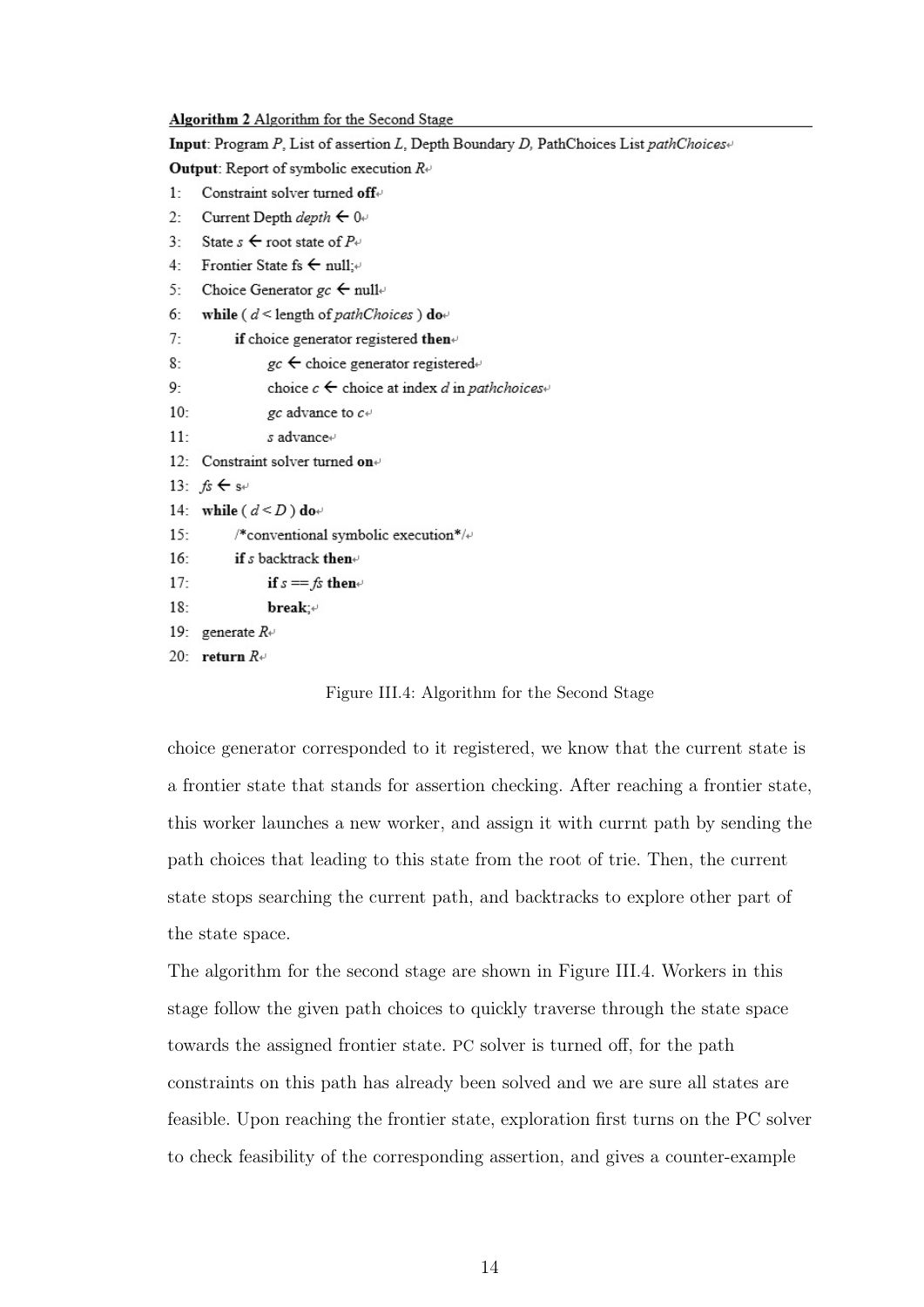**Algorithm 2** Algorithm for the Second Stage

**Input**: Program *P*, List of assertion *L*, Depth Boundary *D*, PathChoices List *pathChoices*

**Output**: Report of symbolic execution *R*

```
1:  Constraint solver turned off
2:  Current Depth depth ← 0
3:  State s ← root state of P
4:  Frontier State fs ← null;
5:  Choice Generator gc ← null
6:  while ( d < length of pathChoices ) do
7:      if choice generator registered then
8:          gc ← choice generator registered
9:          choice c ← choice at index d in pathchoices
10:         gc advance to c
11:         s advance
12: Constraint solver turned on
13: fs ← s
14: while ( d < D ) do
15:     /*conventional symbolic execution*/
16:     if s backtrack then
17:         if s == fs then
18:             break;
19: generate R
20: return R
```

Figure III.4: Algorithm for the Second Stage

choice generator corresponded to it registered, we know that the current state is a frontier state that stands for assertion checking. After reaching a frontier state, this worker launches a new worker, and assign it with currnt path by sending the path choices that leading to this state from the root of trie. Then, the current state stops searching the current path, and backtracks to explore other part of the state space.

The algorithm for the second stage are shown in Figure III.4. Workers in this stage follow the given path choices to quickly traverse through the state space towards the assigned frontier state. PC solver is turned off, for the path constraints on this path has already been solved and we are sure all states are feasible. Upon reaching the frontier state, exploration first turns on the PC solver to check feasibility of the corresponding assertion, and gives a counter-example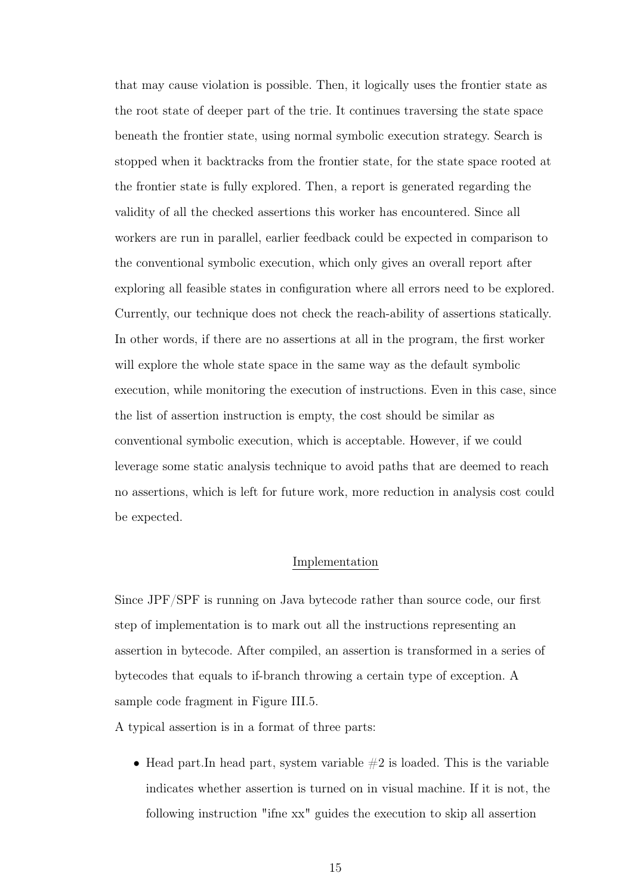that may cause violation is possible. Then, it logically uses the frontier state as the root state of deeper part of the trie. It continues traversing the state space beneath the frontier state, using normal symbolic execution strategy. Search is stopped when it backtracks from the frontier state, for the state space rooted at the frontier state is fully explored. Then, a report is generated regarding the validity of all the checked assertions this worker has encountered. Since all workers are run in parallel, earlier feedback could be expected in comparison to the conventional symbolic execution, which only gives an overall report after exploring all feasible states in configuration where all errors need to be explored. Currently, our technique does not check the reach-ability of assertions statically. In other words, if there are no assertions at all in the program, the first worker will explore the whole state space in the same way as the default symbolic execution, while monitoring the execution of instructions. Even in this case, since the list of assertion instruction is empty, the cost should be similar as conventional symbolic execution, which is acceptable. However, if we could leverage some static analysis technique to avoid paths that are deemed to reach no assertions, which is left for future work, more reduction in analysis cost could be expected.

## Implementation

Since JPF/SPF is running on Java bytecode rather than source code, our first step of implementation is to mark out all the instructions representing an assertion in bytecode. After compiled, an assertion is transformed in a series of bytecodes that equals to if-branch throwing a certain type of exception. A sample code fragment in Figure III.5.

A typical assertion is in a format of three parts:

- Head part.In head part, system variable #2 is loaded. This is the variable indicates whether assertion is turned on in visual machine. If it is not, the following instruction "ifne xx" guides the execution to skip all assertion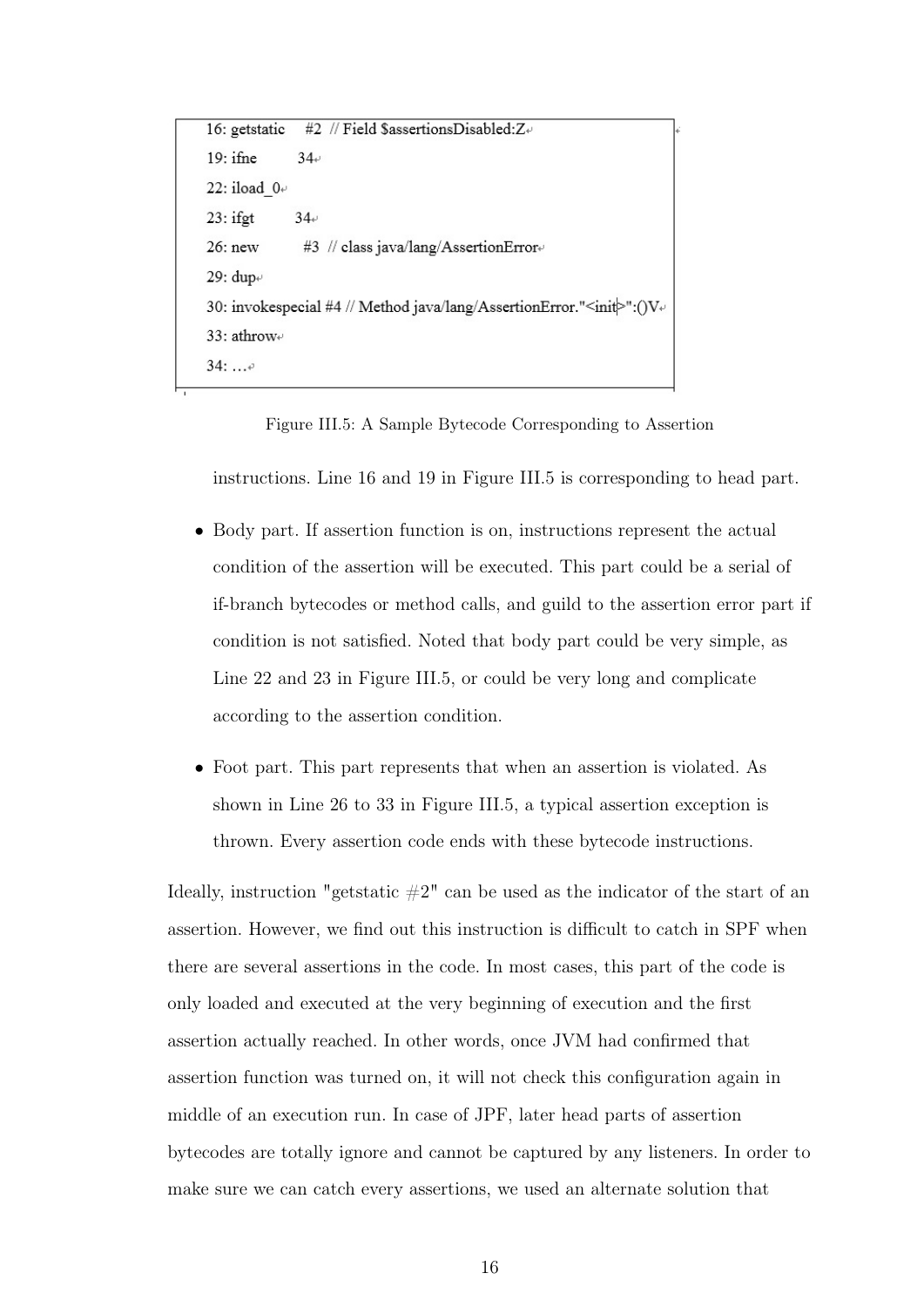```
16: getstatic     #2  // Field $assertionsDisabled:Z
19: ifne          34
22: iload_0
23: ifgt          34
26: new           #3  // class java/lang/AssertionError
29: dup
30: invokespecial #4 // Method java/lang/AssertionError."<init>":()V
33: athrow
34: ...
```

Figure III.5: A Sample Bytecode Corresponding to Assertion

instructions. Line 16 and 19 in Figure III.5 is corresponding to head part.

- Body part. If assertion function is on, instructions represent the actual condition of the assertion will be executed. This part could be a serial of if-branch bytecodes or method calls, and guild to the assertion error part if condition is not satisfied. Noted that body part could be very simple, as Line 22 and 23 in Figure III.5, or could be very long and complicate according to the assertion condition.

- Foot part. This part represents that when an assertion is violated. As shown in Line 26 to 33 in Figure III.5, a typical assertion exception is thrown. Every assertion code ends with these bytecode instructions.

Ideally, instruction "getstatic #2" can be used as the indicator of the start of an assertion. However, we find out this instruction is difficult to catch in SPF when there are several assertions in the code. In most cases, this part of the code is only loaded and executed at the very beginning of execution and the first assertion actually reached. In other words, once JVM had confirmed that assertion function was turned on, it will not check this configuration again in middle of an execution run. In case of JPF, later head parts of assertion bytecodes are totally ignore and cannot be captured by any listeners. In order to make sure we can catch every assertions, we used an alternate solution that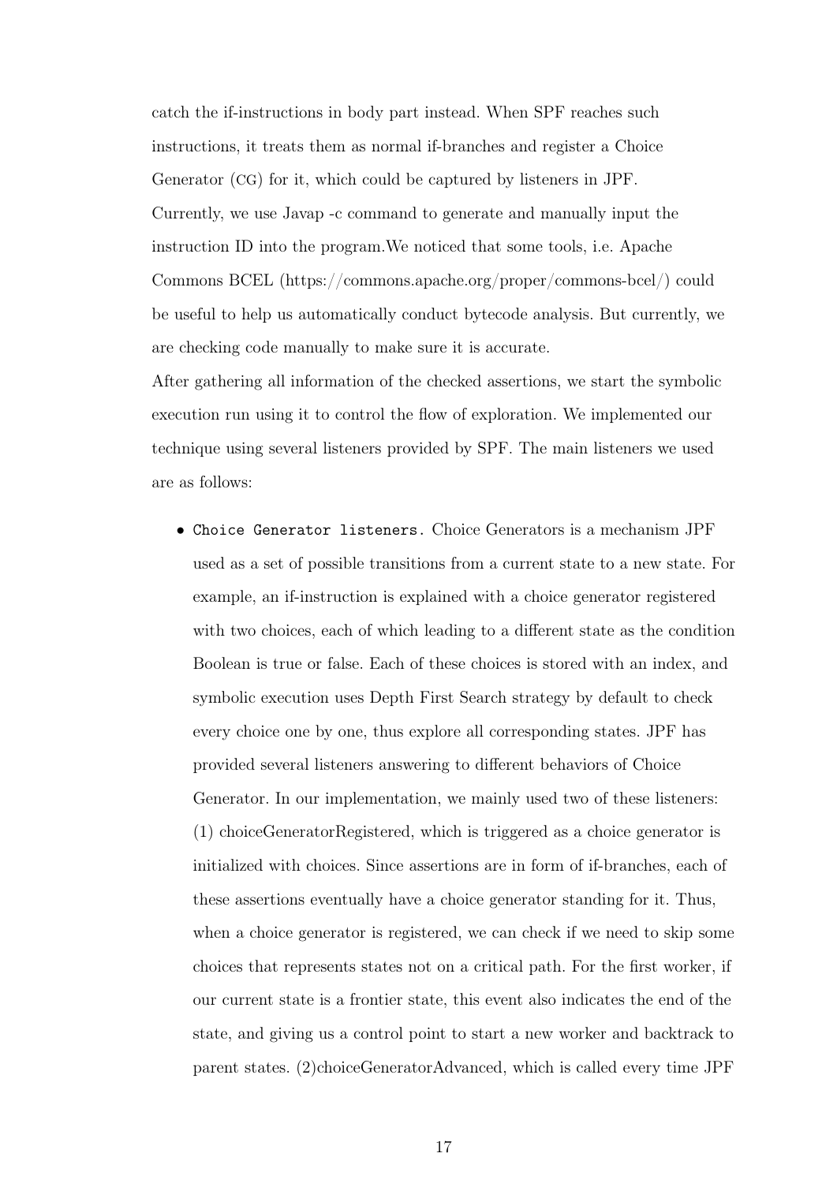catch the if-instructions in body part instead. When SPF reaches such instructions, it treats them as normal if-branches and register a Choice Generator (CG) for it, which could be captured by listeners in JPF. Currently, we use Javap -c command to generate and manually input the instruction ID into the program.We noticed that some tools, i.e. Apache Commons BCEL (https://commons.apache.org/proper/commons-bcel/) could be useful to help us automatically conduct bytecode analysis. But currently, we are checking code manually to make sure it is accurate.

After gathering all information of the checked assertions, we start the symbolic execution run using it to control the flow of exploration. We implemented our technique using several listeners provided by SPF. The main listeners we used are as follows:

- `Choice Generator listeners.` Choice Generators is a mechanism JPF used as a set of possible transitions from a current state to a new state. For example, an if-instruction is explained with a choice generator registered with two choices, each of which leading to a different state as the condition Boolean is true or false. Each of these choices is stored with an index, and symbolic execution uses Depth First Search strategy by default to check every choice one by one, thus explore all corresponding states. JPF has provided several listeners answering to different behaviors of Choice Generator. In our implementation, we mainly used two of these listeners: (1) choiceGeneratorRegistered, which is triggered as a choice generator is initialized with choices. Since assertions are in form of if-branches, each of these assertions eventually have a choice generator standing for it. Thus, when a choice generator is registered, we can check if we need to skip some choices that represents states not on a critical path. For the first worker, if our current state is a frontier state, this event also indicates the end of the state, and giving us a control point to start a new worker and backtrack to parent states. (2)choiceGeneratorAdvanced, which is called every time JPF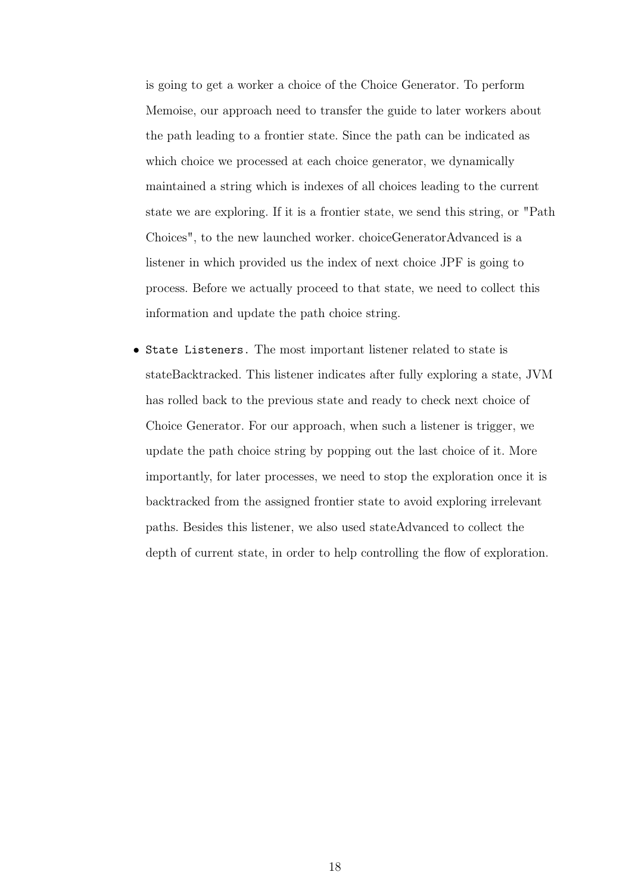is going to get a worker a choice of the Choice Generator. To perform Memoise, our approach need to transfer the guide to later workers about the path leading to a frontier state. Since the path can be indicated as which choice we processed at each choice generator, we dynamically maintained a string which is indexes of all choices leading to the current state we are exploring. If it is a frontier state, we send this string, or "Path Choices", to the new launched worker. choiceGeneratorAdvanced is a listener in which provided us the index of next choice JPF is going to process. Before we actually proceed to that state, we need to collect this information and update the path choice string.

- `State Listeners.` The most important listener related to state is stateBacktracked. This listener indicates after fully exploring a state, JVM has rolled back to the previous state and ready to check next choice of Choice Generator. For our approach, when such a listener is trigger, we update the path choice string by popping out the last choice of it. More importantly, for later processes, we need to stop the exploration once it is backtracked from the assigned frontier state to avoid exploring irrelevant paths. Besides this listener, we also used stateAdvanced to collect the depth of current state, in order to help controlling the flow of exploration.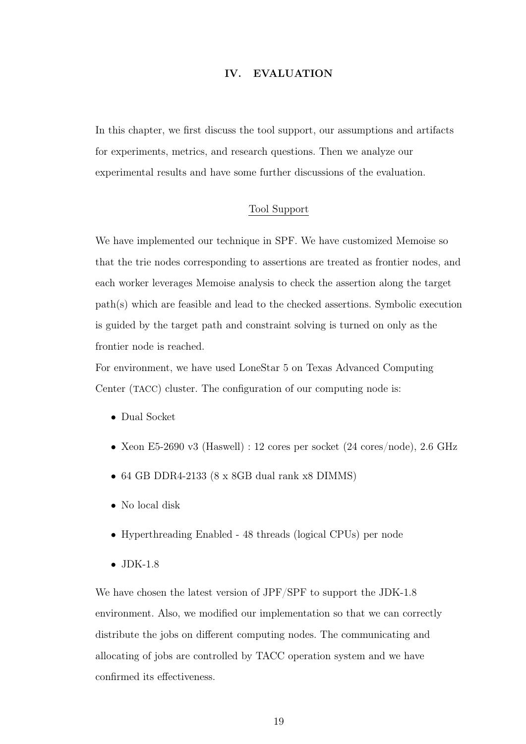# IV. EVALUATION

In this chapter, we first discuss the tool support, our assumptions and artifacts for experiments, metrics, and research questions. Then we analyze our experimental results and have some further discussions of the evaluation.

## Tool Support

We have implemented our technique in SPF. We have customized Memoise so that the trie nodes corresponding to assertions are treated as frontier nodes, and each worker leverages Memoise analysis to check the assertion along the target path(s) which are feasible and lead to the checked assertions. Symbolic execution is guided by the target path and constraint solving is turned on only as the frontier node is reached.

For environment, we have used LoneStar 5 on Texas Advanced Computing Center (TACC) cluster. The configuration of our computing node is:

- Dual Socket
- Xeon E5-2690 v3 (Haswell) : 12 cores per socket (24 cores/node), 2.6 GHz
- 64 GB DDR4-2133 (8 x 8GB dual rank x8 DIMMS)
- No local disk
- Hyperthreading Enabled - 48 threads (logical CPUs) per node
- JDK-1.8

We have chosen the latest version of JPF/SPF to support the JDK-1.8 environment. Also, we modified our implementation so that we can correctly distribute the jobs on different computing nodes. The communicating and allocating of jobs are controlled by TACC operation system and we have confirmed its effectiveness.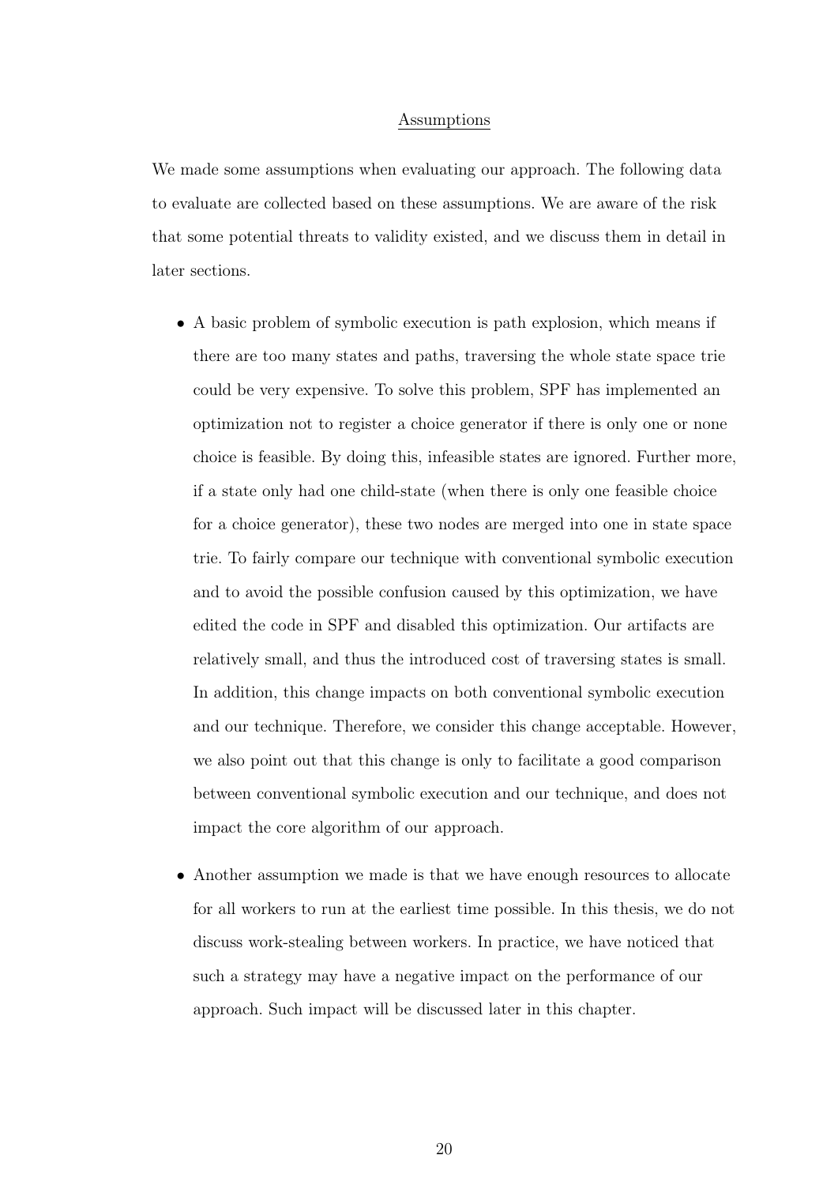### Assumptions

We made some assumptions when evaluating our approach. The following data to evaluate are collected based on these assumptions. We are aware of the risk that some potential threats to validity existed, and we discuss them in detail in later sections.

- A basic problem of symbolic execution is path explosion, which means if there are too many states and paths, traversing the whole state space trie could be very expensive. To solve this problem, SPF has implemented an optimization not to register a choice generator if there is only one or none choice is feasible. By doing this, infeasible states are ignored. Further more, if a state only had one child-state (when there is only one feasible choice for a choice generator), these two nodes are merged into one in state space trie. To fairly compare our technique with conventional symbolic execution and to avoid the possible confusion caused by this optimization, we have edited the code in SPF and disabled this optimization. Our artifacts are relatively small, and thus the introduced cost of traversing states is small. In addition, this change impacts on both conventional symbolic execution and our technique. Therefore, we consider this change acceptable. However, we also point out that this change is only to facilitate a good comparison between conventional symbolic execution and our technique, and does not impact the core algorithm of our approach.

- Another assumption we made is that we have enough resources to allocate for all workers to run at the earliest time possible. In this thesis, we do not discuss work-stealing between workers. In practice, we have noticed that such a strategy may have a negative impact on the performance of our approach. Such impact will be discussed later in this chapter.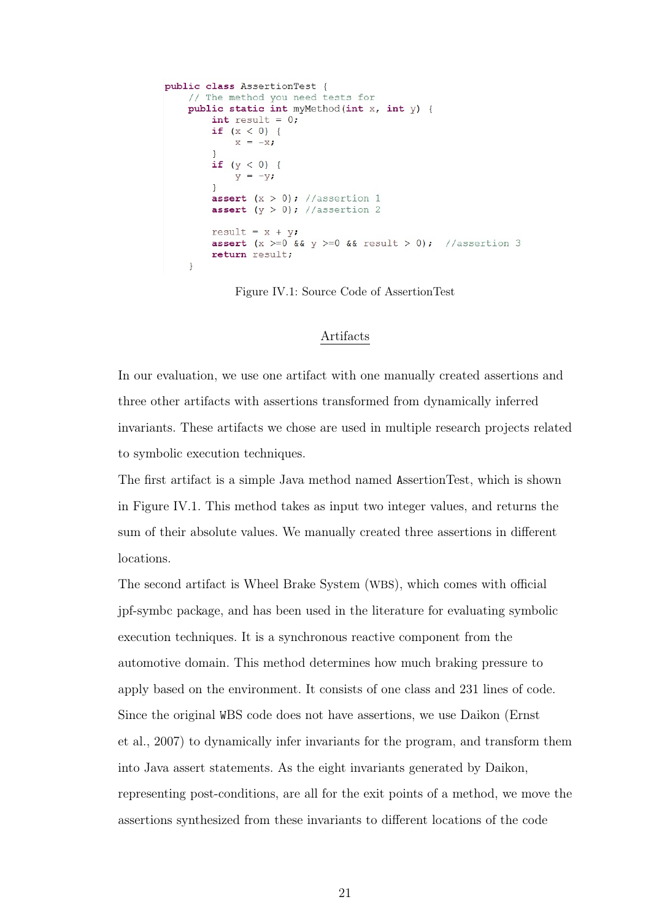```java
public class AssertionTest {
    // The method you need tests for
    public static int myMethod(int x, int y) {
        int result = 0;
        if (x < 0) {
            x = -x;
        }
        if (y < 0) {
            y = -y;
        }
        assert (x > 0); //assertion 1
        assert (y > 0); //assertion 2

        result = x + y;
        assert (x >=0 && y >=0 && result > 0);  //assertion 3
        return result;
    }
```

Figure IV.1: Source Code of AssertionTest

## Artifacts

In our evaluation, we use one artifact with one manually created assertions and three other artifacts with assertions transformed from dynamically inferred invariants. These artifacts we chose are used in multiple research projects related to symbolic execution techniques.

The first artifact is a simple Java method named AssertionTest, which is shown in Figure IV.1. This method takes as input two integer values, and returns the sum of their absolute values. We manually created three assertions in different locations.

The second artifact is Wheel Brake System (WBS), which comes with official jpf-symbc package, and has been used in the literature for evaluating symbolic execution techniques. It is a synchronous reactive component from the automotive domain. This method determines how much braking pressure to apply based on the environment. It consists of one class and 231 lines of code. Since the original WBS code does not have assertions, we use Daikon (Ernst et al., 2007) to dynamically infer invariants for the program, and transform them into Java assert statements. As the eight invariants generated by Daikon, representing post-conditions, are all for the exit points of a method, we move the assertions synthesized from these invariants to different locations of the code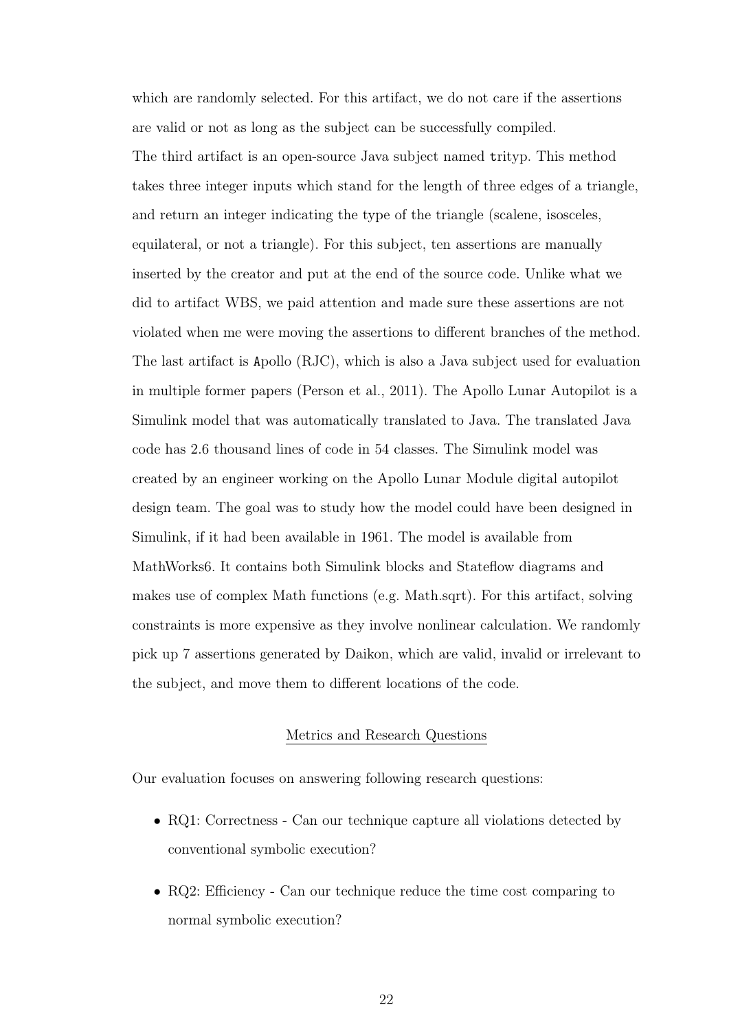which are randomly selected. For this artifact, we do not care if the assertions are valid or not as long as the subject can be successfully compiled.

The third artifact is an open-source Java subject named `trityp`. This method takes three integer inputs which stand for the length of three edges of a triangle, and return an integer indicating the type of the triangle (scalene, isosceles, equilateral, or not a triangle). For this subject, ten assertions are manually inserted by the creator and put at the end of the source code. Unlike what we did to artifact WBS, we paid attention and made sure these assertions are not violated when me were moving the assertions to different branches of the method.

The last artifact is `Apollo` (RJC), which is also a Java subject used for evaluation in multiple former papers (Person et al., 2011). The Apollo Lunar Autopilot is a Simulink model that was automatically translated to Java. The translated Java code has 2.6 thousand lines of code in 54 classes. The Simulink model was created by an engineer working on the Apollo Lunar Module digital autopilot design team. The goal was to study how the model could have been designed in Simulink, if it had been available in 1961. The model is available from MathWorks6. It contains both Simulink blocks and Stateflow diagrams and makes use of complex Math functions (e.g. Math.sqrt). For this artifact, solving constraints is more expensive as they involve nonlinear calculation. We randomly pick up 7 assertions generated by Daikon, which are valid, invalid or irrelevant to the subject, and move them to different locations of the code.

## Metrics and Research Questions

Our evaluation focuses on answering following research questions:

- RQ1: Correctness - Can our technique capture all violations detected by conventional symbolic execution?
- RQ2: Efficiency - Can our technique reduce the time cost comparing to normal symbolic execution?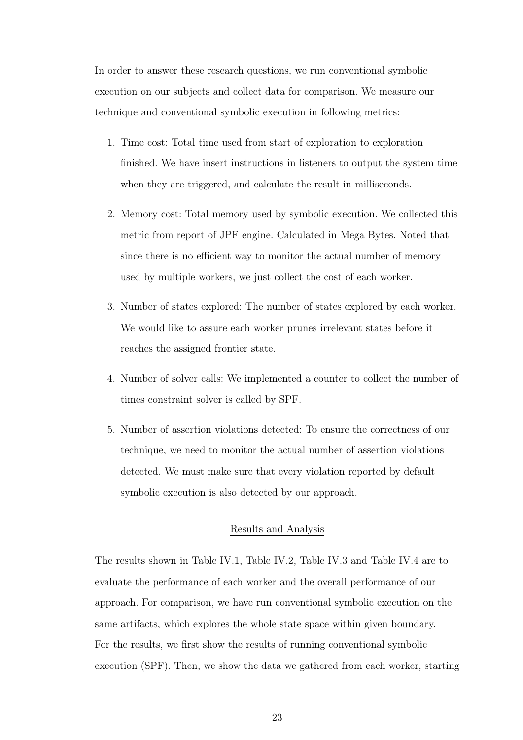In order to answer these research questions, we run conventional symbolic execution on our subjects and collect data for comparison. We measure our technique and conventional symbolic execution in following metrics:

1. Time cost: Total time used from start of exploration to exploration finished. We have insert instructions in listeners to output the system time when they are triggered, and calculate the result in milliseconds.
2. Memory cost: Total memory used by symbolic execution. We collected this metric from report of JPF engine. Calculated in Mega Bytes. Noted that since there is no efficient way to monitor the actual number of memory used by multiple workers, we just collect the cost of each worker.
3. Number of states explored: The number of states explored by each worker. We would like to assure each worker prunes irrelevant states before it reaches the assigned frontier state.
4. Number of solver calls: We implemented a counter to collect the number of times constraint solver is called by SPF.
5. Number of assertion violations detected: To ensure the correctness of our technique, we need to monitor the actual number of assertion violations detected. We must make sure that every violation reported by default symbolic execution is also detected by our approach.

## Results and Analysis

The results shown in Table IV.1, Table IV.2, Table IV.3 and Table IV.4 are to evaluate the performance of each worker and the overall performance of our approach. For comparison, we have run conventional symbolic execution on the same artifacts, which explores the whole state space within given boundary. For the results, we first show the results of running conventional symbolic execution (SPF). Then, we show the data we gathered from each worker, starting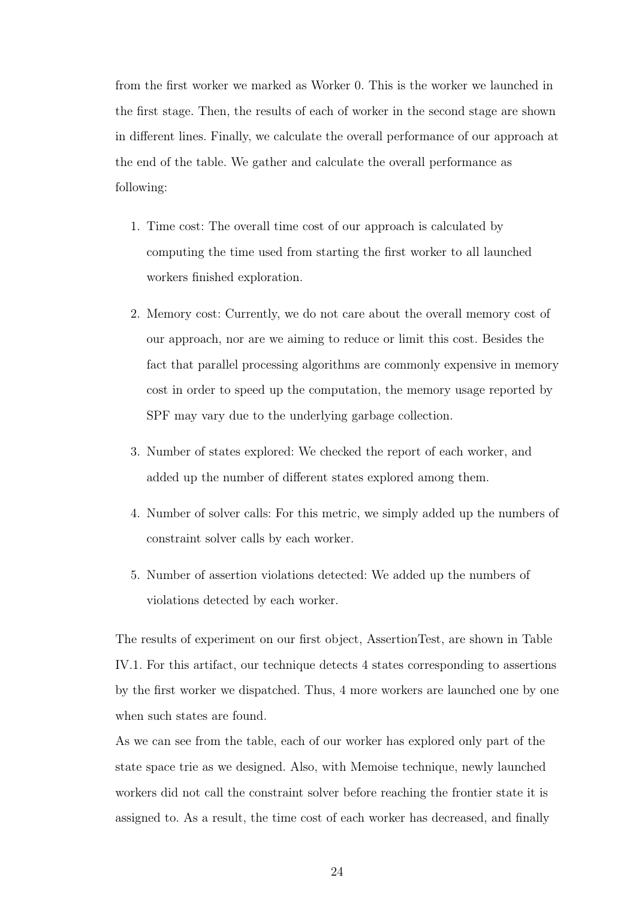from the first worker we marked as Worker 0. This is the worker we launched in the first stage. Then, the results of each of worker in the second stage are shown in different lines. Finally, we calculate the overall performance of our approach at the end of the table. We gather and calculate the overall performance as following:

1. Time cost: The overall time cost of our approach is calculated by computing the time used from starting the first worker to all launched workers finished exploration.
2. Memory cost: Currently, we do not care about the overall memory cost of our approach, nor are we aiming to reduce or limit this cost. Besides the fact that parallel processing algorithms are commonly expensive in memory cost in order to speed up the computation, the memory usage reported by SPF may vary due to the underlying garbage collection.
3. Number of states explored: We checked the report of each worker, and added up the number of different states explored among them.
4. Number of solver calls: For this metric, we simply added up the numbers of constraint solver calls by each worker.
5. Number of assertion violations detected: We added up the numbers of violations detected by each worker.

The results of experiment on our first object, AssertionTest, are shown in Table IV.1. For this artifact, our technique detects 4 states corresponding to assertions by the first worker we dispatched. Thus, 4 more workers are launched one by one when such states are found.

As we can see from the table, each of our worker has explored only part of the state space trie as we designed. Also, with Memoise technique, newly launched workers did not call the constraint solver before reaching the frontier state it is assigned to. As a result, the time cost of each worker has decreased, and finally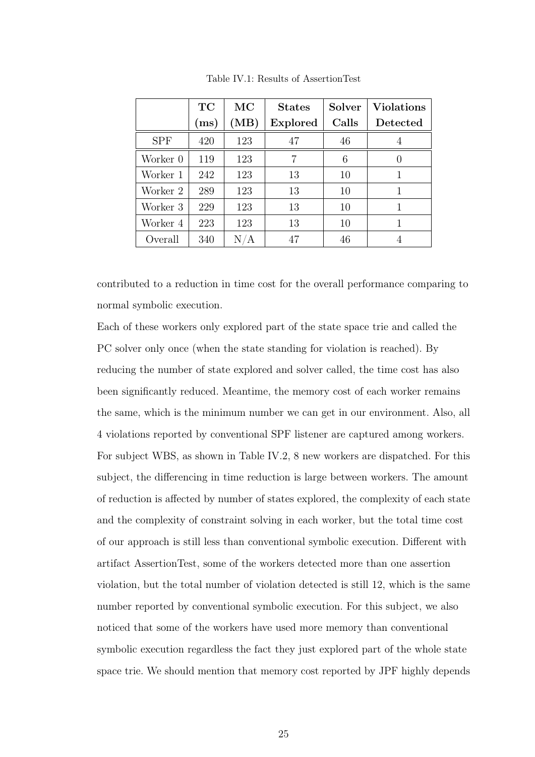Table IV.1: Results of AssertionTest

| | TC (ms) | MC (MB) | States Explored | Solver Calls | Violations Detected |
|---|---|---|---|---|---|
| SPF | 420 | 123 | 47 | 46 | 4 |
| Worker 0 | 119 | 123 | 7 | 6 | 0 |
| Worker 1 | 242 | 123 | 13 | 10 | 1 |
| Worker 2 | 289 | 123 | 13 | 10 | 1 |
| Worker 3 | 229 | 123 | 13 | 10 | 1 |
| Worker 4 | 223 | 123 | 13 | 10 | 1 |
| Overall | 340 | N/A | 47 | 46 | 4 |

contributed to a reduction in time cost for the overall performance comparing to normal symbolic execution.

Each of these workers only explored part of the state space trie and called the PC solver only once (when the state standing for violation is reached). By reducing the number of state explored and solver called, the time cost has also been significantly reduced. Meantime, the memory cost of each worker remains the same, which is the minimum number we can get in our environment. Also, all 4 violations reported by conventional SPF listener are captured among workers. For subject WBS, as shown in Table IV.2, 8 new workers are dispatched. For this subject, the differencing in time reduction is large between workers. The amount of reduction is affected by number of states explored, the complexity of each state and the complexity of constraint solving in each worker, but the total time cost of our approach is still less than conventional symbolic execution. Different with artifact AssertionTest, some of the workers detected more than one assertion violation, but the total number of violation detected is still 12, which is the same number reported by conventional symbolic execution. For this subject, we also noticed that some of the workers have used more memory than conventional symbolic execution regardless the fact they just explored part of the whole state space trie. We should mention that memory cost reported by JPF highly depends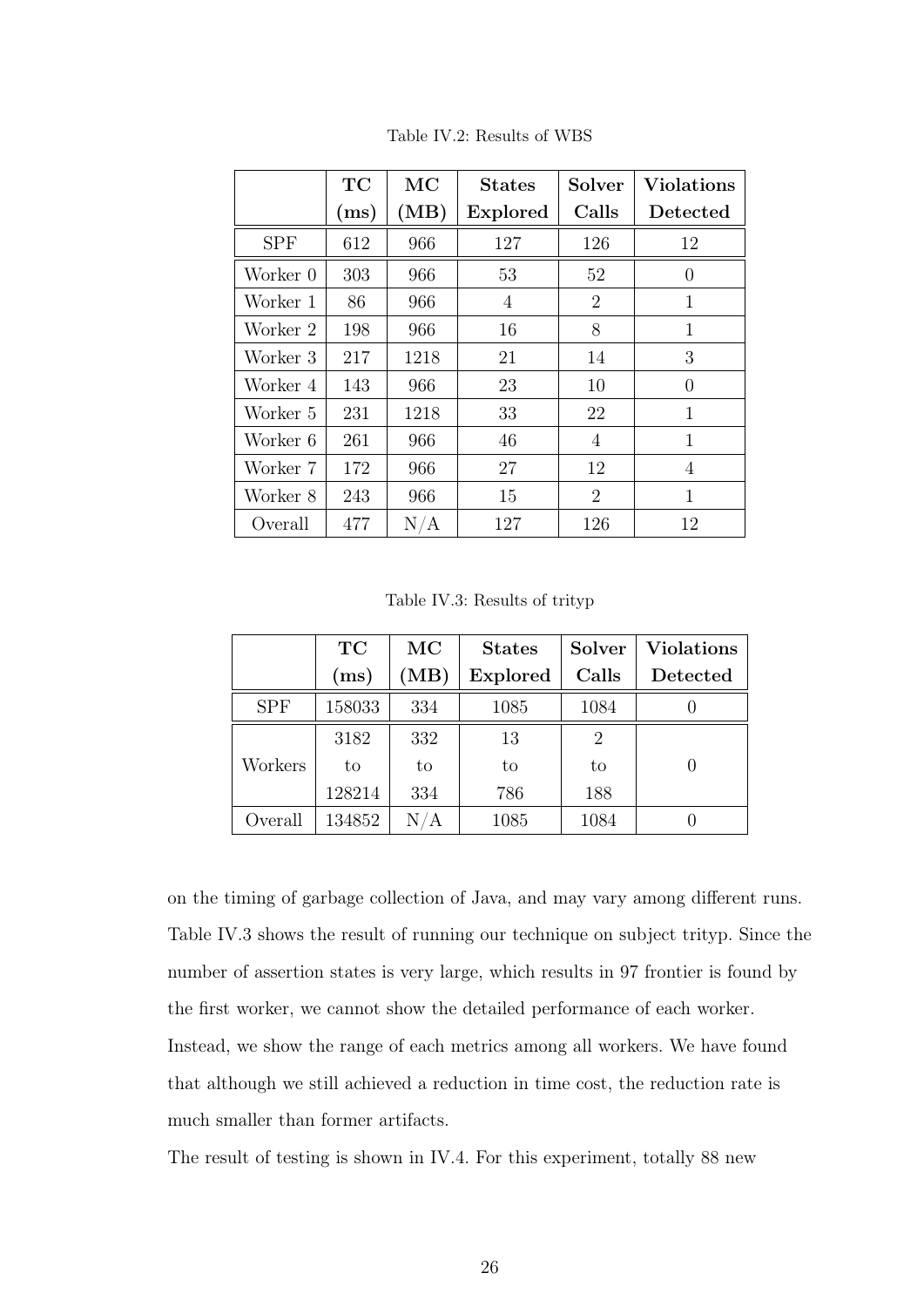Table IV.2: Results of WBS

| | **TC (ms)** | **MC (MB)** | **States Explored** | **Solver Calls** | **Violations Detected** |
|---|---|---|---|---|---|
| SPF | 612 | 966 | 127 | 126 | 12 |
| Worker 0 | 303 | 966 | 53 | 52 | 0 |
| Worker 1 | 86 | 966 | 4 | 2 | 1 |
| Worker 2 | 198 | 966 | 16 | 8 | 1 |
| Worker 3 | 217 | 1218 | 21 | 14 | 3 |
| Worker 4 | 143 | 966 | 23 | 10 | 0 |
| Worker 5 | 231 | 1218 | 33 | 22 | 1 |
| Worker 6 | 261 | 966 | 46 | 4 | 1 |
| Worker 7 | 172 | 966 | 27 | 12 | 4 |
| Worker 8 | 243 | 966 | 15 | 2 | 1 |
| Overall | 477 | N/A | 127 | 126 | 12 |

Table IV.3: Results of trityp

| | **TC (ms)** | **MC (MB)** | **States Explored** | **Solver Calls** | **Violations Detected** |
|---|---|---|---|---|---|
| SPF | 158033 | 334 | 1085 | 1084 | 0 |
| Workers | 3182 to 128214 | 332 to 334 | 13 to 786 | 2 to 188 | 0 |
| Overall | 134852 | N/A | 1085 | 1084 | 0 |

on the timing of garbage collection of Java, and may vary among different runs. Table IV.3 shows the result of running our technique on subject trityp. Since the number of assertion states is very large, which results in 97 frontier is found by the first worker, we cannot show the detailed performance of each worker. Instead, we show the range of each metrics among all workers. We have found that although we still achieved a reduction in time cost, the reduction rate is much smaller than former artifacts.

The result of testing is shown in IV.4. For this experiment, totally 88 new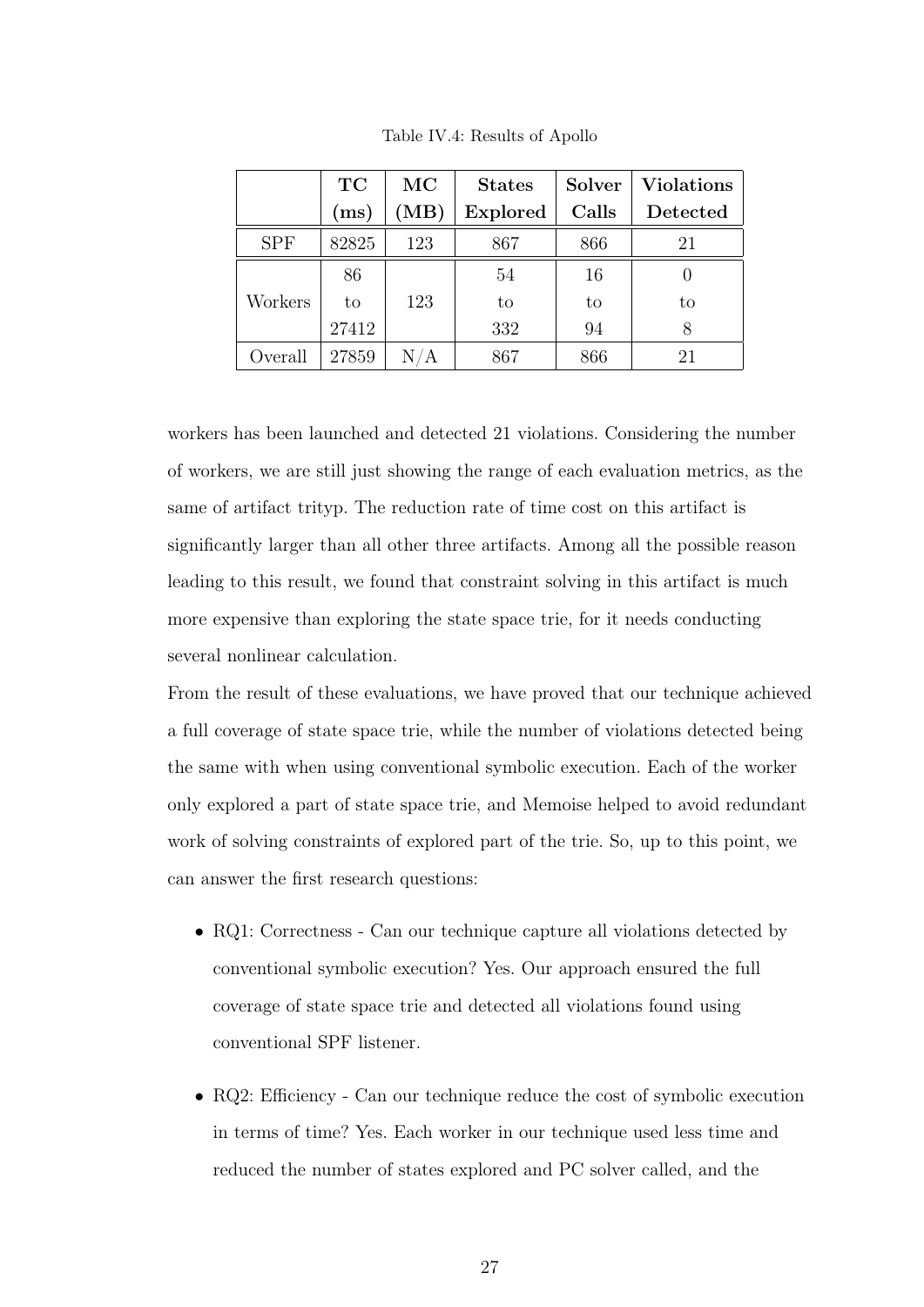Table IV.4: Results of Apollo

| | TC (ms) | MC (MB) | States Explored | Solver Calls | Violations Detected |
|---|---|---|---|---|---|
| SPF | 82825 | 123 | 867 | 866 | 21 |
| Workers | 86 to 27412 | 123 | 54 to 332 | 16 to 94 | 0 to 8 |
| Overall | 27859 | N/A | 867 | 866 | 21 |

workers has been launched and detected 21 violations. Considering the number of workers, we are still just showing the range of each evaluation metrics, as the same of artifact trityp. The reduction rate of time cost on this artifact is significantly larger than all other three artifacts. Among all the possible reason leading to this result, we found that constraint solving in this artifact is much more expensive than exploring the state space trie, for it needs conducting several nonlinear calculation.

From the result of these evaluations, we have proved that our technique achieved a full coverage of state space trie, while the number of violations detected being the same with when using conventional symbolic execution. Each of the worker only explored a part of state space trie, and Memoise helped to avoid redundant work of solving constraints of explored part of the trie. So, up to this point, we can answer the first research questions:

- RQ1: Correctness - Can our technique capture all violations detected by conventional symbolic execution? Yes. Our approach ensured the full coverage of state space trie and detected all violations found using conventional SPF listener.
- RQ2: Efficiency - Can our technique reduce the cost of symbolic execution in terms of time? Yes. Each worker in our technique used less time and reduced the number of states explored and PC solver called, and the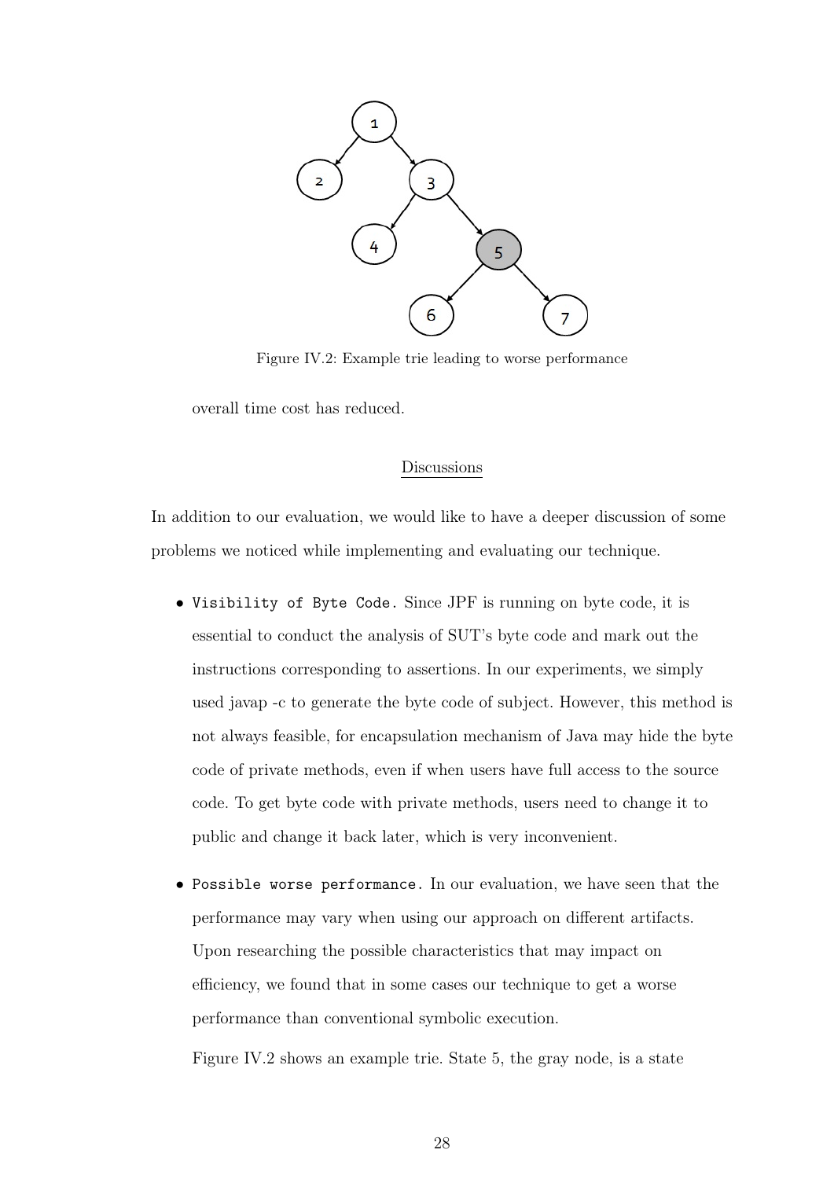Figure IV.2: Example trie leading to worse performance

overall time cost has reduced.

## Discussions

In addition to our evaluation, we would like to have a deeper discussion of some problems we noticed while implementing and evaluating our technique.

- `Visibility of Byte Code.` Since JPF is running on byte code, it is essential to conduct the analysis of SUT's byte code and mark out the instructions corresponding to assertions. In our experiments, we simply used javap -c to generate the byte code of subject. However, this method is not always feasible, for encapsulation mechanism of Java may hide the byte code of private methods, even if when users have full access to the source code. To get byte code with private methods, users need to change it to public and change it back later, which is very inconvenient.

- `Possible worse performance.` In our evaluation, we have seen that the performance may vary when using our approach on different artifacts. Upon researching the possible characteristics that may impact on efficiency, we found that in some cases our technique to get a worse performance than conventional symbolic execution.

  Figure IV.2 shows an example trie. State 5, the gray node, is a state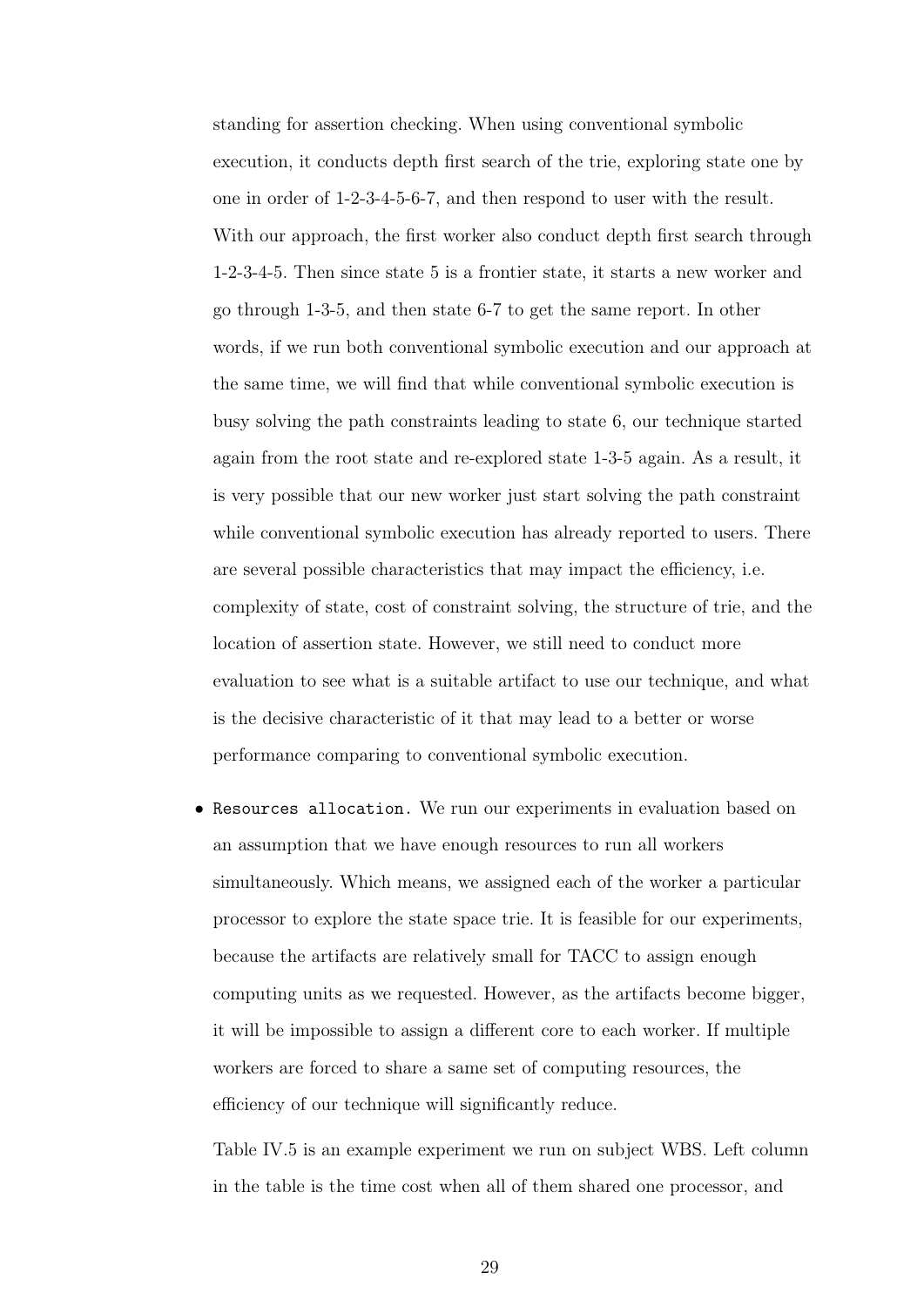standing for assertion checking. When using conventional symbolic execution, it conducts depth first search of the trie, exploring state one by one in order of 1-2-3-4-5-6-7, and then respond to user with the result. With our approach, the first worker also conduct depth first search through 1-2-3-4-5. Then since state 5 is a frontier state, it starts a new worker and go through 1-3-5, and then state 6-7 to get the same report. In other words, if we run both conventional symbolic execution and our approach at the same time, we will find that while conventional symbolic execution is busy solving the path constraints leading to state 6, our technique started again from the root state and re-explored state 1-3-5 again. As a result, it is very possible that our new worker just start solving the path constraint while conventional symbolic execution has already reported to users. There are several possible characteristics that may impact the efficiency, i.e. complexity of state, cost of constraint solving, the structure of trie, and the location of assertion state. However, we still need to conduct more evaluation to see what is a suitable artifact to use our technique, and what is the decisive characteristic of it that may lead to a better or worse performance comparing to conventional symbolic execution.

- `Resources allocation.` We run our experiments in evaluation based on an assumption that we have enough resources to run all workers simultaneously. Which means, we assigned each of the worker a particular processor to explore the state space trie. It is feasible for our experiments, because the artifacts are relatively small for TACC to assign enough computing units as we requested. However, as the artifacts become bigger, it will be impossible to assign a different core to each worker. If multiple workers are forced to share a same set of computing resources, the efficiency of our technique will significantly reduce.

  Table IV.5 is an example experiment we run on subject WBS. Left column in the table is the time cost when all of them shared one processor, and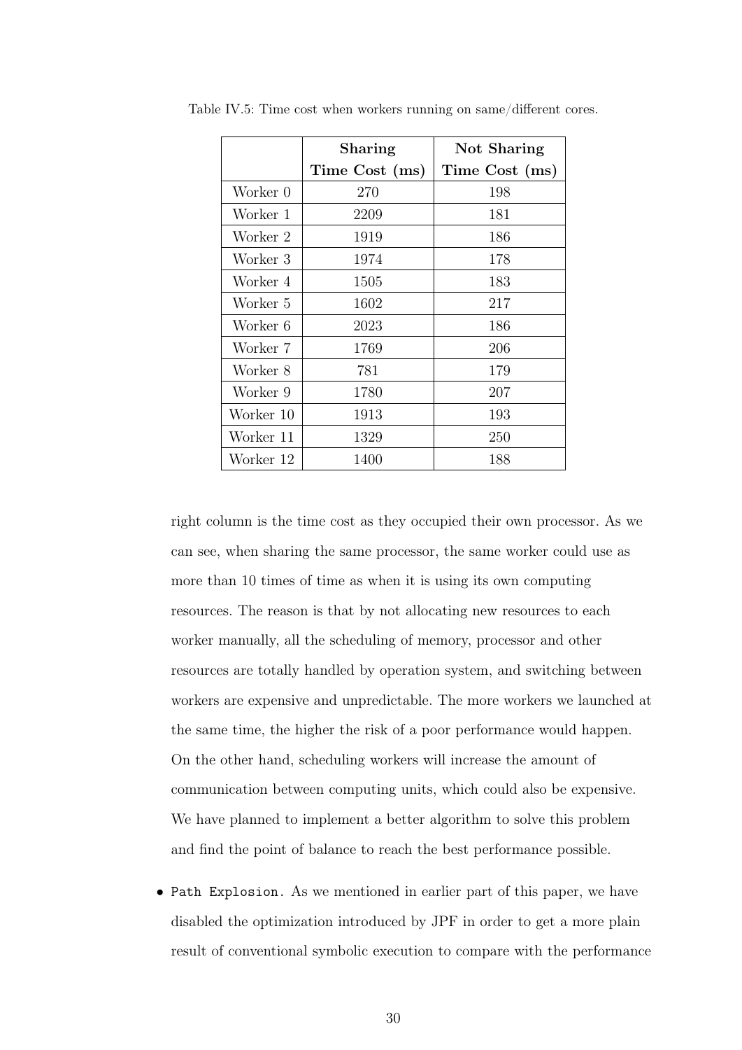Table IV.5: Time cost when workers running on same/different cores.

| | **Sharing** | **Not Sharing** |
|---|---|---|
| | **Time Cost (ms)** | **Time Cost (ms)** |
| Worker 0 | 270 | 198 |
| Worker 1 | 2209 | 181 |
| Worker 2 | 1919 | 186 |
| Worker 3 | 1974 | 178 |
| Worker 4 | 1505 | 183 |
| Worker 5 | 1602 | 217 |
| Worker 6 | 2023 | 186 |
| Worker 7 | 1769 | 206 |
| Worker 8 | 781 | 179 |
| Worker 9 | 1780 | 207 |
| Worker 10 | 1913 | 193 |
| Worker 11 | 1329 | 250 |
| Worker 12 | 1400 | 188 |

right column is the time cost as they occupied their own processor. As we can see, when sharing the same processor, the same worker could use as more than 10 times of time as when it is using its own computing resources. The reason is that by not allocating new resources to each worker manually, all the scheduling of memory, processor and other resources are totally handled by operation system, and switching between workers are expensive and unpredictable. The more workers we launched at the same time, the higher the risk of a poor performance would happen. On the other hand, scheduling workers will increase the amount of communication between computing units, which could also be expensive. We have planned to implement a better algorithm to solve this problem and find the point of balance to reach the best performance possible.

- `Path Explosion.` As we mentioned in earlier part of this paper, we have disabled the optimization introduced by JPF in order to get a more plain result of conventional symbolic execution to compare with the performance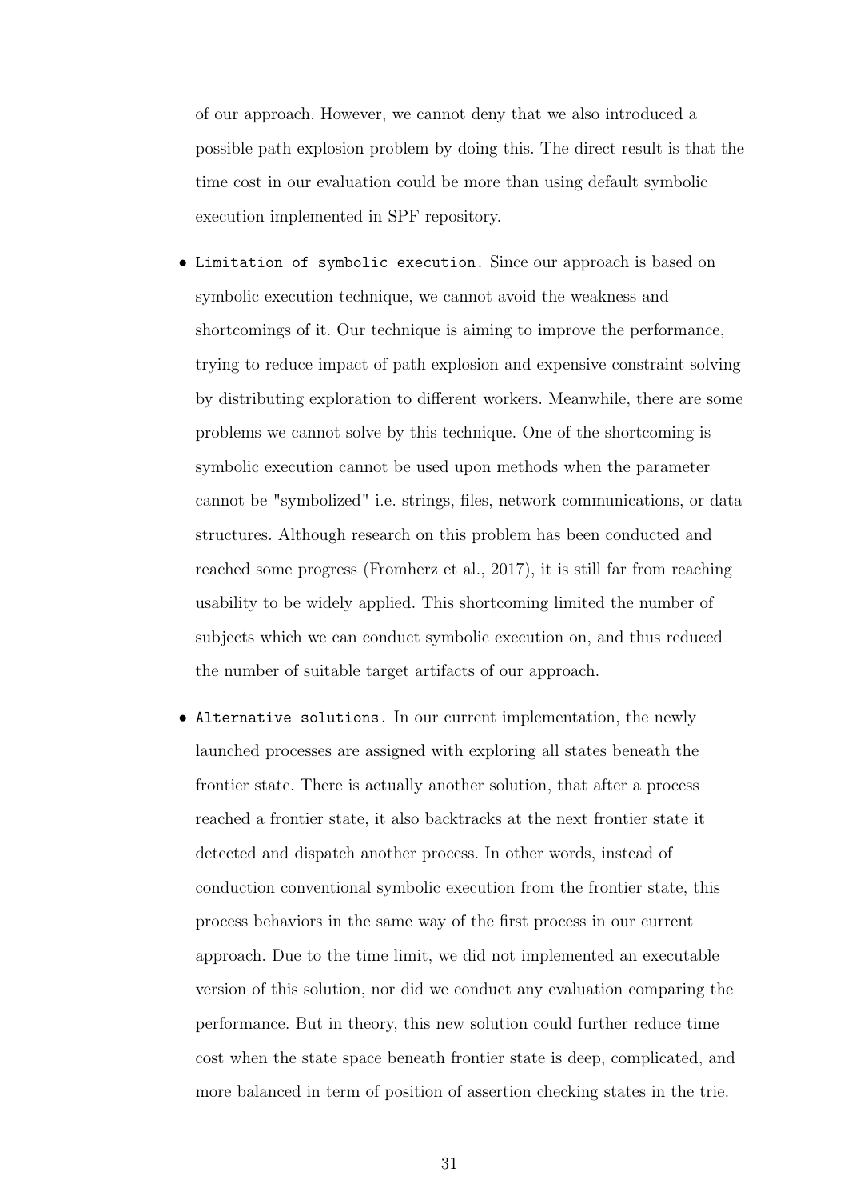of our approach. However, we cannot deny that we also introduced a possible path explosion problem by doing this. The direct result is that the time cost in our evaluation could be more than using default symbolic execution implemented in SPF repository.

- `Limitation of symbolic execution.` Since our approach is based on symbolic execution technique, we cannot avoid the weakness and shortcomings of it. Our technique is aiming to improve the performance, trying to reduce impact of path explosion and expensive constraint solving by distributing exploration to different workers. Meanwhile, there are some problems we cannot solve by this technique. One of the shortcoming is symbolic execution cannot be used upon methods when the parameter cannot be "symbolized" i.e. strings, files, network communications, or data structures. Although research on this problem has been conducted and reached some progress (Fromherz et al., 2017), it is still far from reaching usability to be widely applied. This shortcoming limited the number of subjects which we can conduct symbolic execution on, and thus reduced the number of suitable target artifacts of our approach.

- `Alternative solutions.` In our current implementation, the newly launched processes are assigned with exploring all states beneath the frontier state. There is actually another solution, that after a process reached a frontier state, it also backtracks at the next frontier state it detected and dispatch another process. In other words, instead of conduction conventional symbolic execution from the frontier state, this process behaviors in the same way of the first process in our current approach. Due to the time limit, we did not implemented an executable version of this solution, nor did we conduct any evaluation comparing the performance. But in theory, this new solution could further reduce time cost when the state space beneath frontier state is deep, complicated, and more balanced in term of position of assertion checking states in the trie.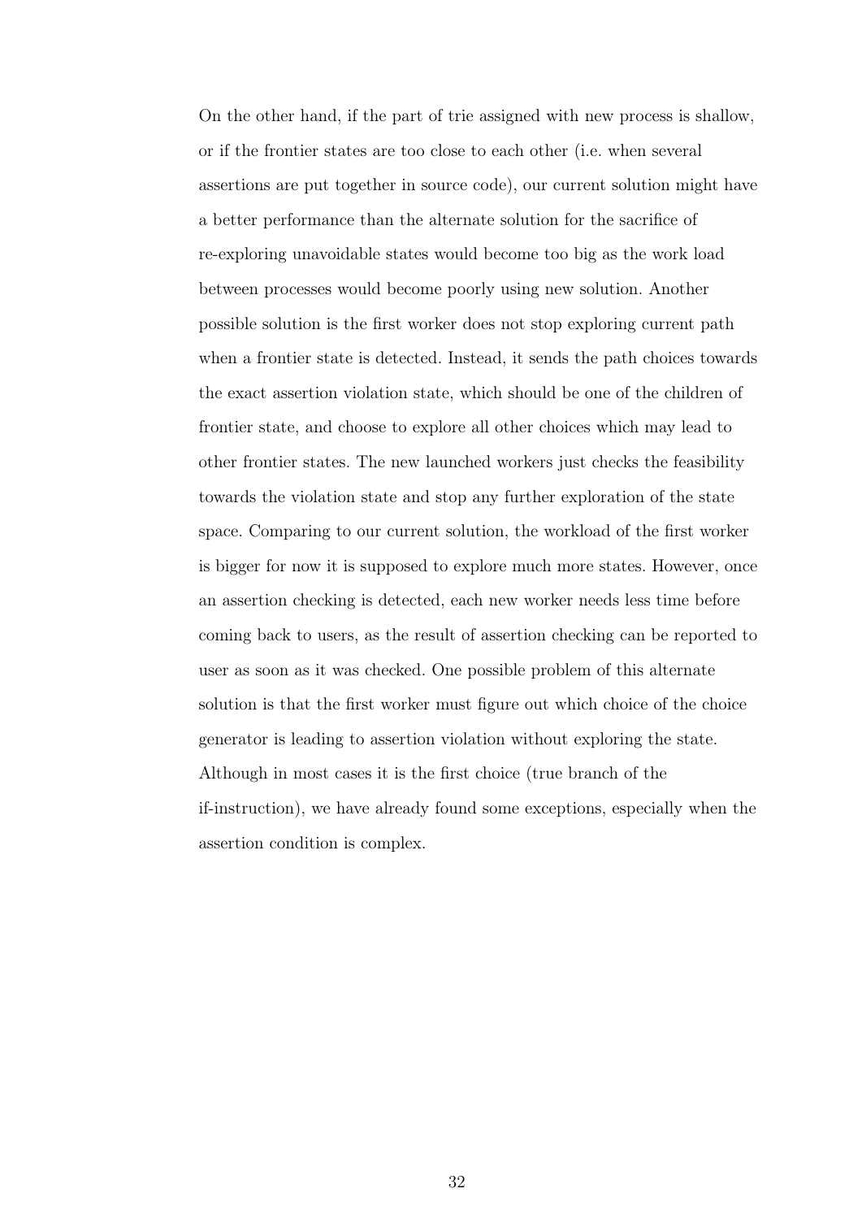On the other hand, if the part of trie assigned with new process is shallow, or if the frontier states are too close to each other (i.e. when several assertions are put together in source code), our current solution might have a better performance than the alternate solution for the sacrifice of re-exploring unavoidable states would become too big as the work load between processes would become poorly using new solution. Another possible solution is the first worker does not stop exploring current path when a frontier state is detected. Instead, it sends the path choices towards the exact assertion violation state, which should be one of the children of frontier state, and choose to explore all other choices which may lead to other frontier states. The new launched workers just checks the feasibility towards the violation state and stop any further exploration of the state space. Comparing to our current solution, the workload of the first worker is bigger for now it is supposed to explore much more states. However, once an assertion checking is detected, each new worker needs less time before coming back to users, as the result of assertion checking can be reported to user as soon as it was checked. One possible problem of this alternate solution is that the first worker must figure out which choice of the choice generator is leading to assertion violation without exploring the state. Although in most cases it is the first choice (true branch of the if-instruction), we have already found some exceptions, especially when the assertion condition is complex.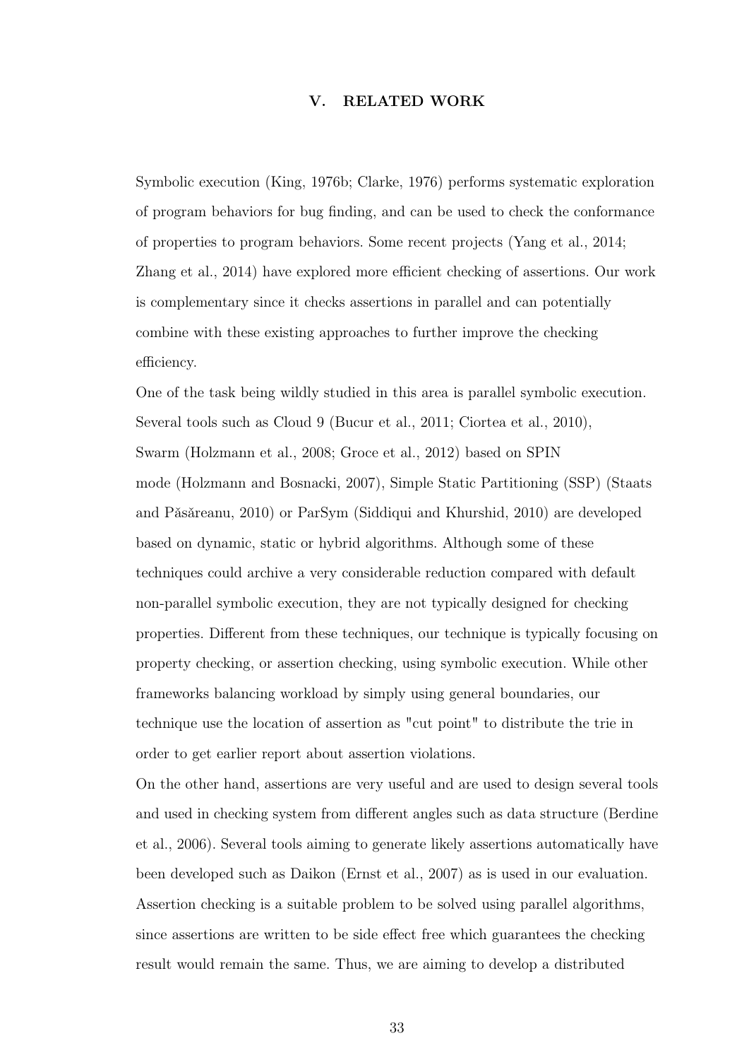# V. RELATED WORK

Symbolic execution (King, 1976b; Clarke, 1976) performs systematic exploration of program behaviors for bug finding, and can be used to check the conformance of properties to program behaviors. Some recent projects (Yang et al., 2014; Zhang et al., 2014) have explored more efficient checking of assertions. Our work is complementary since it checks assertions in parallel and can potentially combine with these existing approaches to further improve the checking efficiency.

One of the task being wildly studied in this area is parallel symbolic execution. Several tools such as Cloud 9 (Bucur et al., 2011; Ciortea et al., 2010), Swarm (Holzmann et al., 2008; Groce et al., 2012) based on SPIN mode (Holzmann and Bosnacki, 2007), Simple Static Partitioning (SSP) (Staats and Păsăreanu, 2010) or ParSym (Siddiqui and Khurshid, 2010) are developed based on dynamic, static or hybrid algorithms. Although some of these techniques could archive a very considerable reduction compared with default non-parallel symbolic execution, they are not typically designed for checking properties. Different from these techniques, our technique is typically focusing on property checking, or assertion checking, using symbolic execution. While other frameworks balancing workload by simply using general boundaries, our technique use the location of assertion as "cut point" to distribute the trie in order to get earlier report about assertion violations.

On the other hand, assertions are very useful and are used to design several tools and used in checking system from different angles such as data structure (Berdine et al., 2006). Several tools aiming to generate likely assertions automatically have been developed such as Daikon (Ernst et al., 2007) as is used in our evaluation. Assertion checking is a suitable problem to be solved using parallel algorithms, since assertions are written to be side effect free which guarantees the checking result would remain the same. Thus, we are aiming to develop a distributed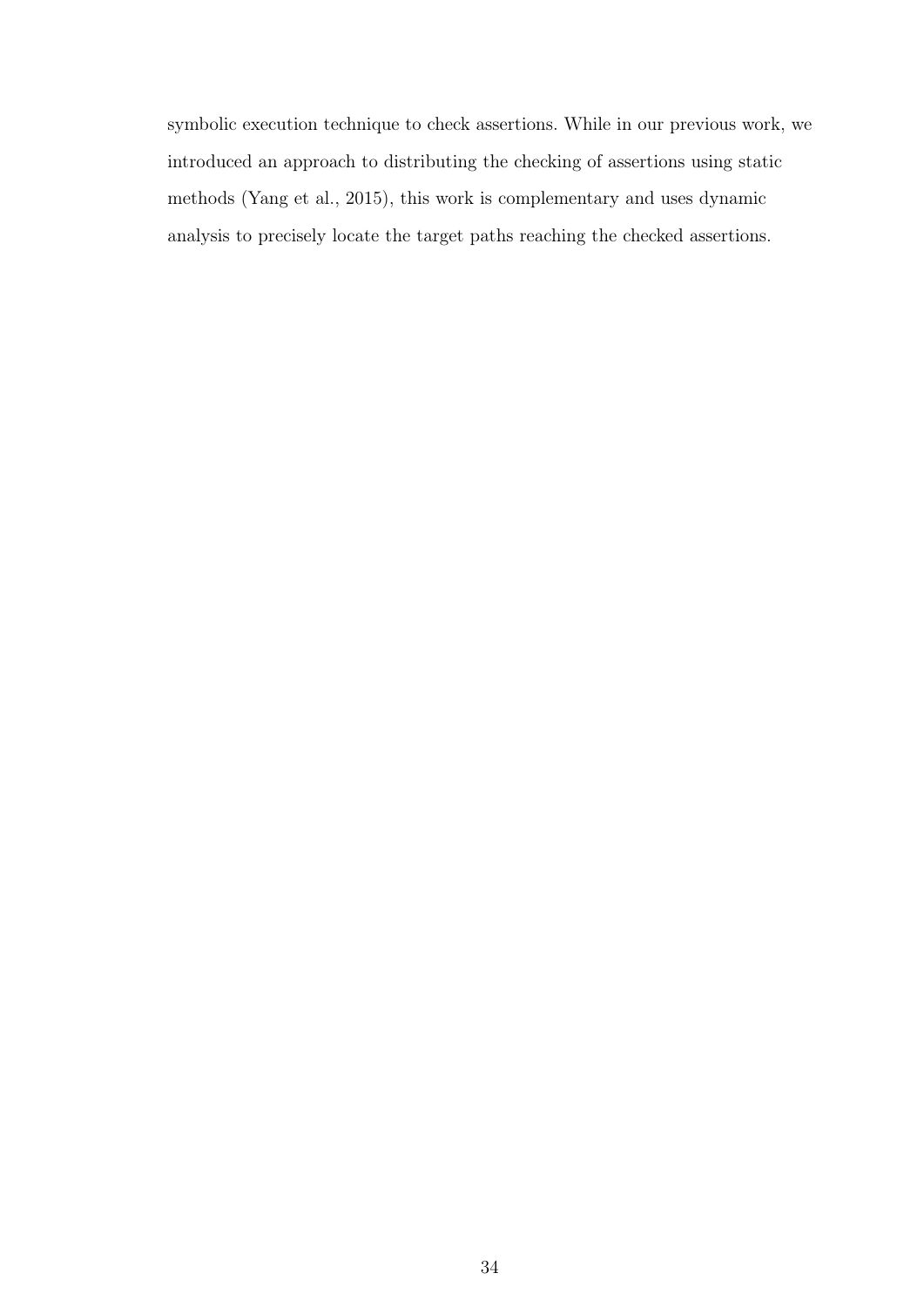symbolic execution technique to check assertions. While in our previous work, we introduced an approach to distributing the checking of assertions using static methods (Yang et al., 2015), this work is complementary and uses dynamic analysis to precisely locate the target paths reaching the checked assertions.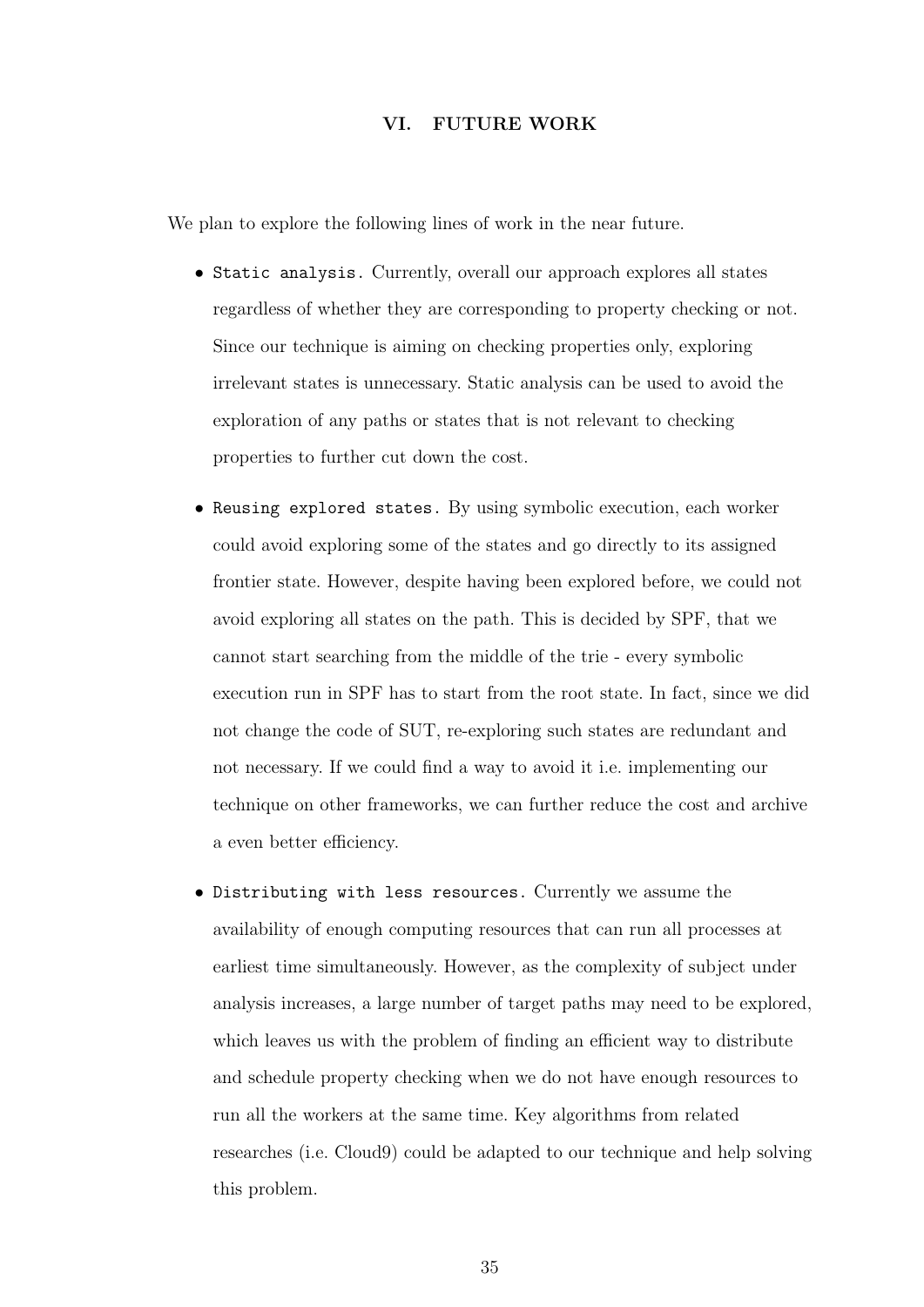# VI. FUTURE WORK

We plan to explore the following lines of work in the near future.

- `Static analysis.` Currently, overall our approach explores all states regardless of whether they are corresponding to property checking or not. Since our technique is aiming on checking properties only, exploring irrelevant states is unnecessary. Static analysis can be used to avoid the exploration of any paths or states that is not relevant to checking properties to further cut down the cost.

- `Reusing explored states.` By using symbolic execution, each worker could avoid exploring some of the states and go directly to its assigned frontier state. However, despite having been explored before, we could not avoid exploring all states on the path. This is decided by SPF, that we cannot start searching from the middle of the trie - every symbolic execution run in SPF has to start from the root state. In fact, since we did not change the code of SUT, re-exploring such states are redundant and not necessary. If we could find a way to avoid it i.e. implementing our technique on other frameworks, we can further reduce the cost and archive a even better efficiency.

- `Distributing with less resources.` Currently we assume the availability of enough computing resources that can run all processes at earliest time simultaneously. However, as the complexity of subject under analysis increases, a large number of target paths may need to be explored, which leaves us with the problem of finding an efficient way to distribute and schedule property checking when we do not have enough resources to run all the workers at the same time. Key algorithms from related researches (i.e. Cloud9) could be adapted to our technique and help solving this problem.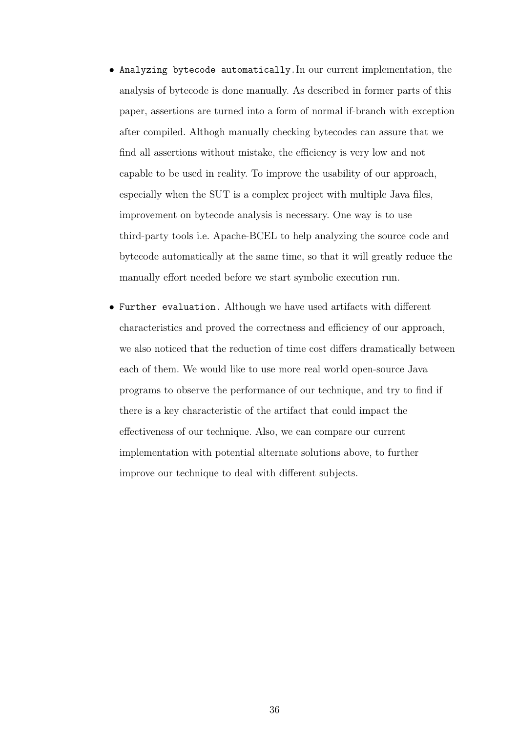- `Analyzing bytecode automatically.`In our current implementation, the analysis of bytecode is done manually. As described in former parts of this paper, assertions are turned into a form of normal if-branch with exception after compiled. Althogh manually checking bytecodes can assure that we find all assertions without mistake, the efficiency is very low and not capable to be used in reality. To improve the usability of our approach, especially when the SUT is a complex project with multiple Java files, improvement on bytecode analysis is necessary. One way is to use third-party tools i.e. Apache-BCEL to help analyzing the source code and bytecode automatically at the same time, so that it will greatly reduce the manually effort needed before we start symbolic execution run.

- `Further evaluation.` Although we have used artifacts with different characteristics and proved the correctness and efficiency of our approach, we also noticed that the reduction of time cost differs dramatically between each of them. We would like to use more real world open-source Java programs to observe the performance of our technique, and try to find if there is a key characteristic of the artifact that could impact the effectiveness of our technique. Also, we can compare our current implementation with potential alternate solutions above, to further improve our technique to deal with different subjects.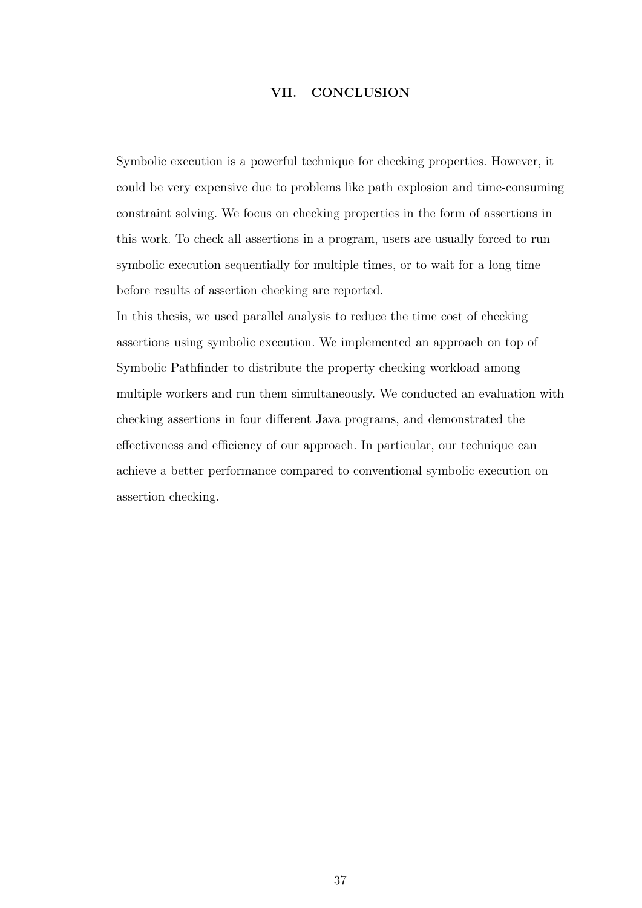# VII. CONCLUSION

Symbolic execution is a powerful technique for checking properties. However, it could be very expensive due to problems like path explosion and time-consuming constraint solving. We focus on checking properties in the form of assertions in this work. To check all assertions in a program, users are usually forced to run symbolic execution sequentially for multiple times, or to wait for a long time before results of assertion checking are reported.

In this thesis, we used parallel analysis to reduce the time cost of checking assertions using symbolic execution. We implemented an approach on top of Symbolic Pathfinder to distribute the property checking workload among multiple workers and run them simultaneously. We conducted an evaluation with checking assertions in four different Java programs, and demonstrated the effectiveness and efficiency of our approach. In particular, our technique can achieve a better performance compared to conventional symbolic execution on assertion checking.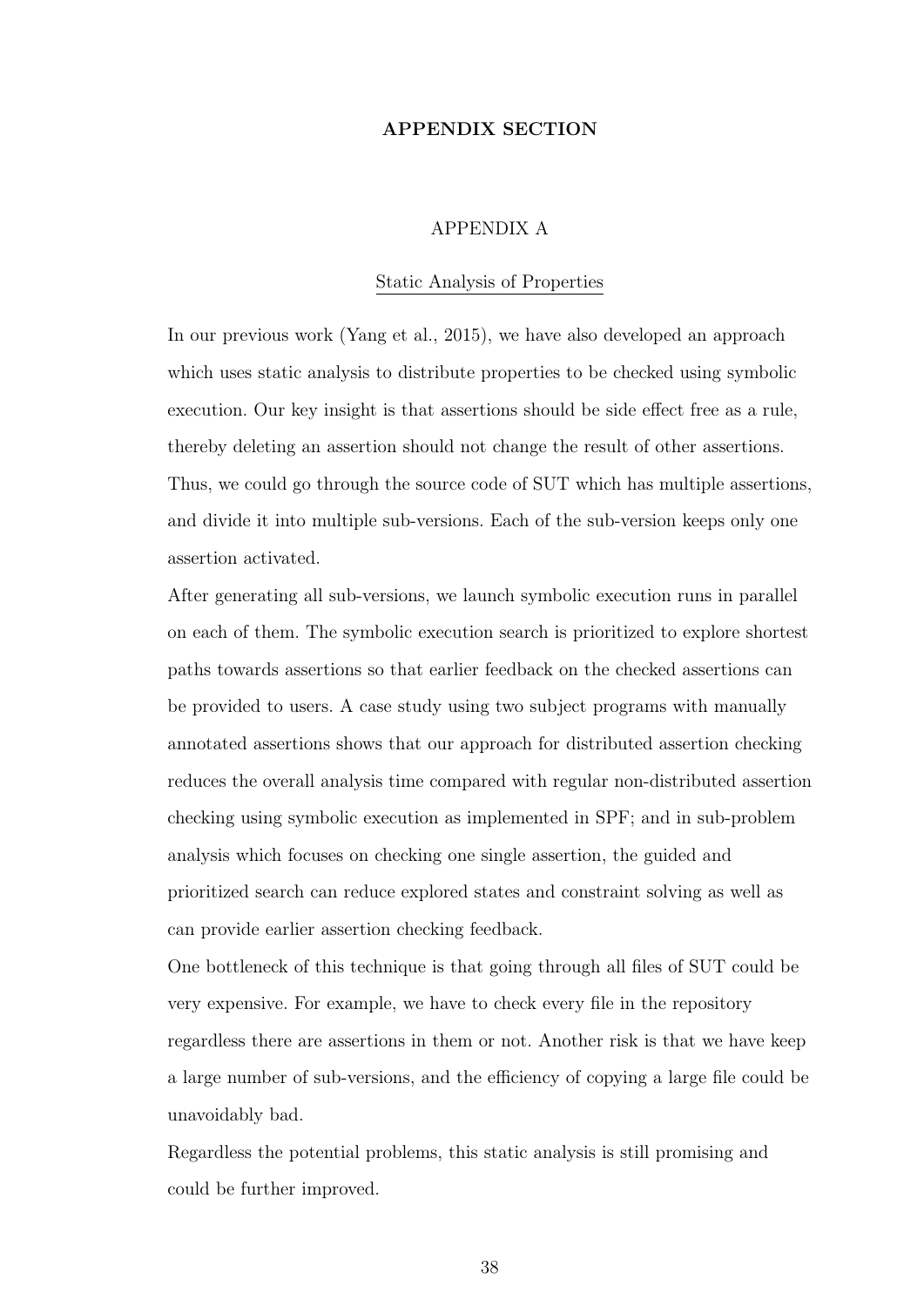# APPENDIX SECTION

## APPENDIX A

### Static Analysis of Properties

In our previous work (Yang et al., 2015), we have also developed an approach which uses static analysis to distribute properties to be checked using symbolic execution. Our key insight is that assertions should be side effect free as a rule, thereby deleting an assertion should not change the result of other assertions. Thus, we could go through the source code of SUT which has multiple assertions, and divide it into multiple sub-versions. Each of the sub-version keeps only one assertion activated.

After generating all sub-versions, we launch symbolic execution runs in parallel on each of them. The symbolic execution search is prioritized to explore shortest paths towards assertions so that earlier feedback on the checked assertions can be provided to users. A case study using two subject programs with manually annotated assertions shows that our approach for distributed assertion checking reduces the overall analysis time compared with regular non-distributed assertion checking using symbolic execution as implemented in SPF; and in sub-problem analysis which focuses on checking one single assertion, the guided and prioritized search can reduce explored states and constraint solving as well as can provide earlier assertion checking feedback.

One bottleneck of this technique is that going through all files of SUT could be very expensive. For example, we have to check every file in the repository regardless there are assertions in them or not. Another risk is that we have keep a large number of sub-versions, and the efficiency of copying a large file could be unavoidably bad.

Regardless the potential problems, this static analysis is still promising and could be further improved.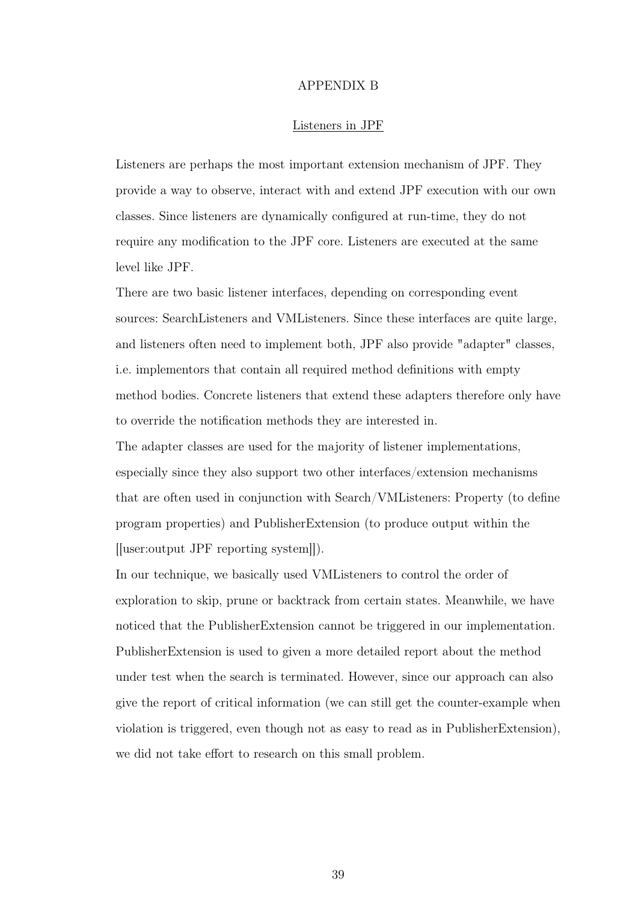# APPENDIX B

## Listeners in JPF

Listeners are perhaps the most important extension mechanism of JPF. They provide a way to observe, interact with and extend JPF execution with our own classes. Since listeners are dynamically configured at run-time, they do not require any modification to the JPF core. Listeners are executed at the same level like JPF.

There are two basic listener interfaces, depending on corresponding event sources: SearchListeners and VMListeners. Since these interfaces are quite large, and listeners often need to implement both, JPF also provide "adapter" classes, i.e. implementors that contain all required method definitions with empty method bodies. Concrete listeners that extend these adapters therefore only have to override the notification methods they are interested in.

The adapter classes are used for the majority of listener implementations, especially since they also support two other interfaces/extension mechanisms that are often used in conjunction with Search/VMListeners: Property (to define program properties) and PublisherExtension (to produce output within the [[user:output JPF reporting system]]).

In our technique, we basically used VMListeners to control the order of exploration to skip, prune or backtrack from certain states. Meanwhile, we have noticed that the PublisherExtension cannot be triggered in our implementation. PublisherExtension is used to given a more detailed report about the method under test when the search is terminated. However, since our approach can also give the report of critical information (we can still get the counter-example when violation is triggered, even though not as easy to read as in PublisherExtension), we did not take effort to research on this small problem.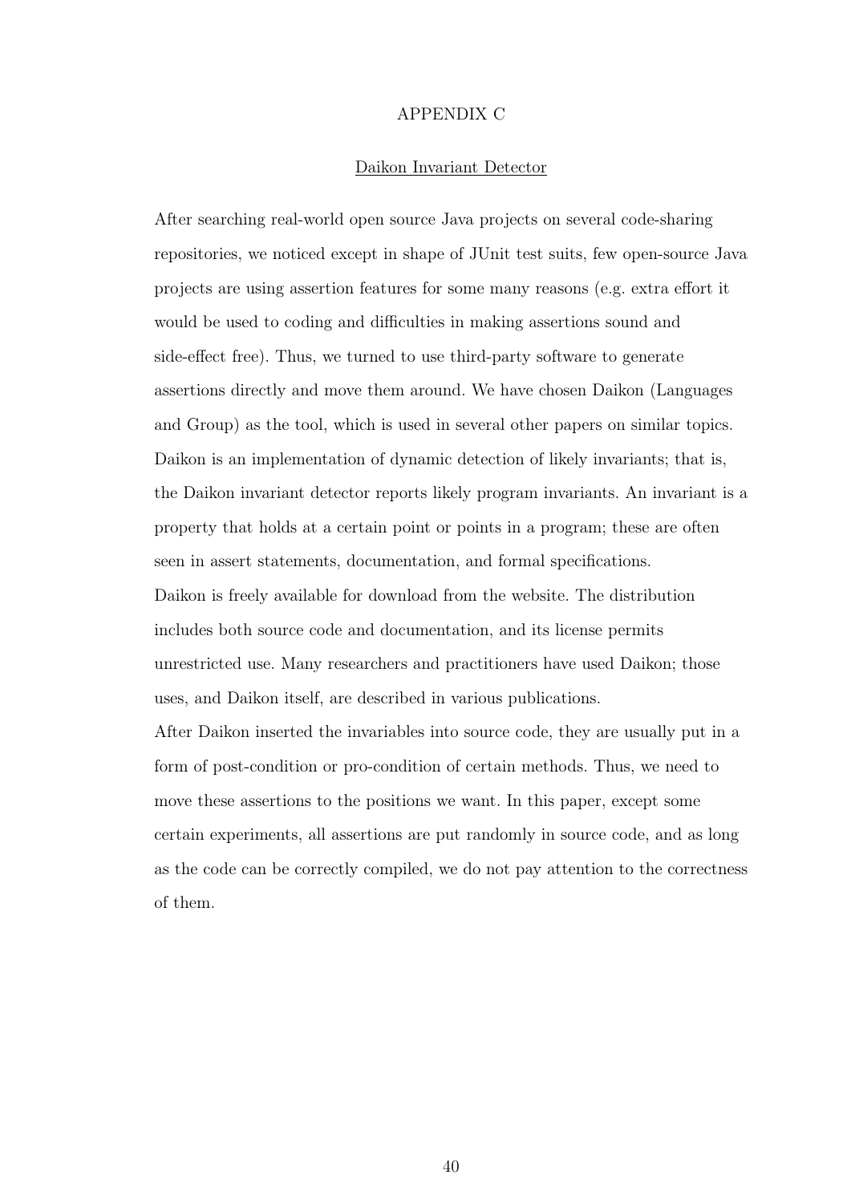# APPENDIX C

## Daikon Invariant Detector

After searching real-world open source Java projects on several code-sharing repositories, we noticed except in shape of JUnit test suits, few open-source Java projects are using assertion features for some many reasons (e.g. extra effort it would be used to coding and difficulties in making assertions sound and side-effect free). Thus, we turned to use third-party software to generate assertions directly and move them around. We have chosen Daikon (Languages and Group) as the tool, which is used in several other papers on similar topics. Daikon is an implementation of dynamic detection of likely invariants; that is, the Daikon invariant detector reports likely program invariants. An invariant is a property that holds at a certain point or points in a program; these are often seen in assert statements, documentation, and formal specifications.

Daikon is freely available for download from the website. The distribution includes both source code and documentation, and its license permits unrestricted use. Many researchers and practitioners have used Daikon; those uses, and Daikon itself, are described in various publications.

After Daikon inserted the invariables into source code, they are usually put in a form of post-condition or pro-condition of certain methods. Thus, we need to move these assertions to the positions we want. In this paper, except some certain experiments, all assertions are put randomly in source code, and as long as the code can be correctly compiled, we do not pay attention to the correctness of them.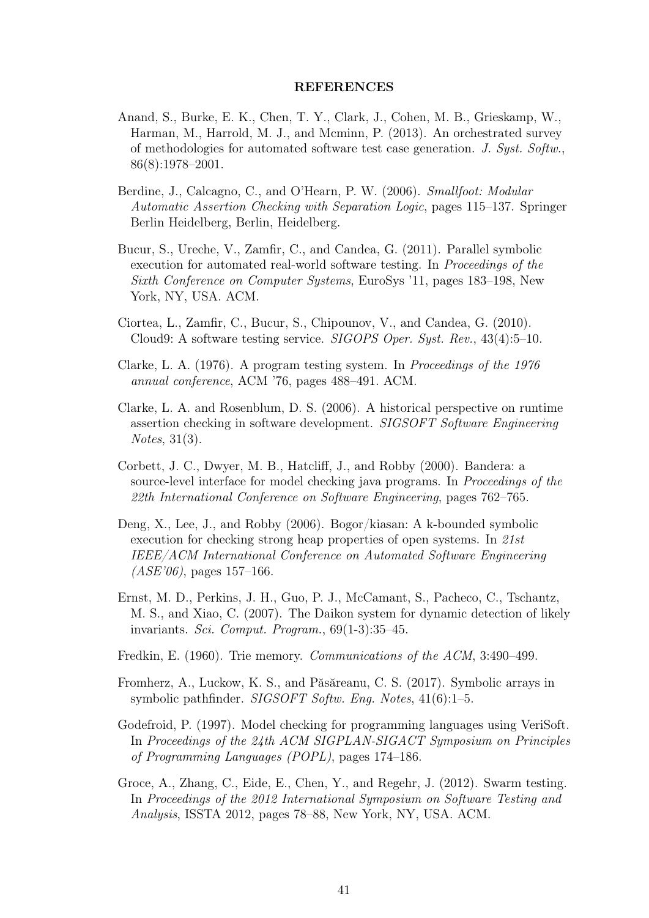# REFERENCES

Anand, S., Burke, E. K., Chen, T. Y., Clark, J., Cohen, M. B., Grieskamp, W., Harman, M., Harrold, M. J., and Mcminn, P. (2013). An orchestrated survey of methodologies for automated software test case generation. *J. Syst. Softw.*, 86(8):1978–2001.

Berdine, J., Calcagno, C., and O'Hearn, P. W. (2006). *Smallfoot: Modular Automatic Assertion Checking with Separation Logic*, pages 115–137. Springer Berlin Heidelberg, Berlin, Heidelberg.

Bucur, S., Ureche, V., Zamfir, C., and Candea, G. (2011). Parallel symbolic execution for automated real-world software testing. In *Proceedings of the Sixth Conference on Computer Systems*, EuroSys '11, pages 183–198, New York, NY, USA. ACM.

Ciortea, L., Zamfir, C., Bucur, S., Chipounov, V., and Candea, G. (2010). Cloud9: A software testing service. *SIGOPS Oper. Syst. Rev.*, 43(4):5–10.

Clarke, L. A. (1976). A program testing system. In *Proceedings of the 1976 annual conference*, ACM '76, pages 488–491. ACM.

Clarke, L. A. and Rosenblum, D. S. (2006). A historical perspective on runtime assertion checking in software development. *SIGSOFT Software Engineering Notes*, 31(3).

Corbett, J. C., Dwyer, M. B., Hatcliff, J., and Robby (2000). Bandera: a source-level interface for model checking java programs. In *Proceedings of the 22th International Conference on Software Engineering*, pages 762–765.

Deng, X., Lee, J., and Robby (2006). Bogor/kiasan: A k-bounded symbolic execution for checking strong heap properties of open systems. In *21st IEEE/ACM International Conference on Automated Software Engineering (ASE'06)*, pages 157–166.

Ernst, M. D., Perkins, J. H., Guo, P. J., McCamant, S., Pacheco, C., Tschantz, M. S., and Xiao, C. (2007). The Daikon system for dynamic detection of likely invariants. *Sci. Comput. Program.*, 69(1-3):35–45.

Fredkin, E. (1960). Trie memory. *Communications of the ACM*, 3:490–499.

Fromherz, A., Luckow, K. S., and Păsăreanu, C. S. (2017). Symbolic arrays in symbolic pathfinder. *SIGSOFT Softw. Eng. Notes*, 41(6):1–5.

Godefroid, P. (1997). Model checking for programming languages using VeriSoft. In *Proceedings of the 24th ACM SIGPLAN-SIGACT Symposium on Principles of Programming Languages (POPL)*, pages 174–186.

Groce, A., Zhang, C., Eide, E., Chen, Y., and Regehr, J. (2012). Swarm testing. In *Proceedings of the 2012 International Symposium on Software Testing and Analysis*, ISSTA 2012, pages 78–88, New York, NY, USA. ACM.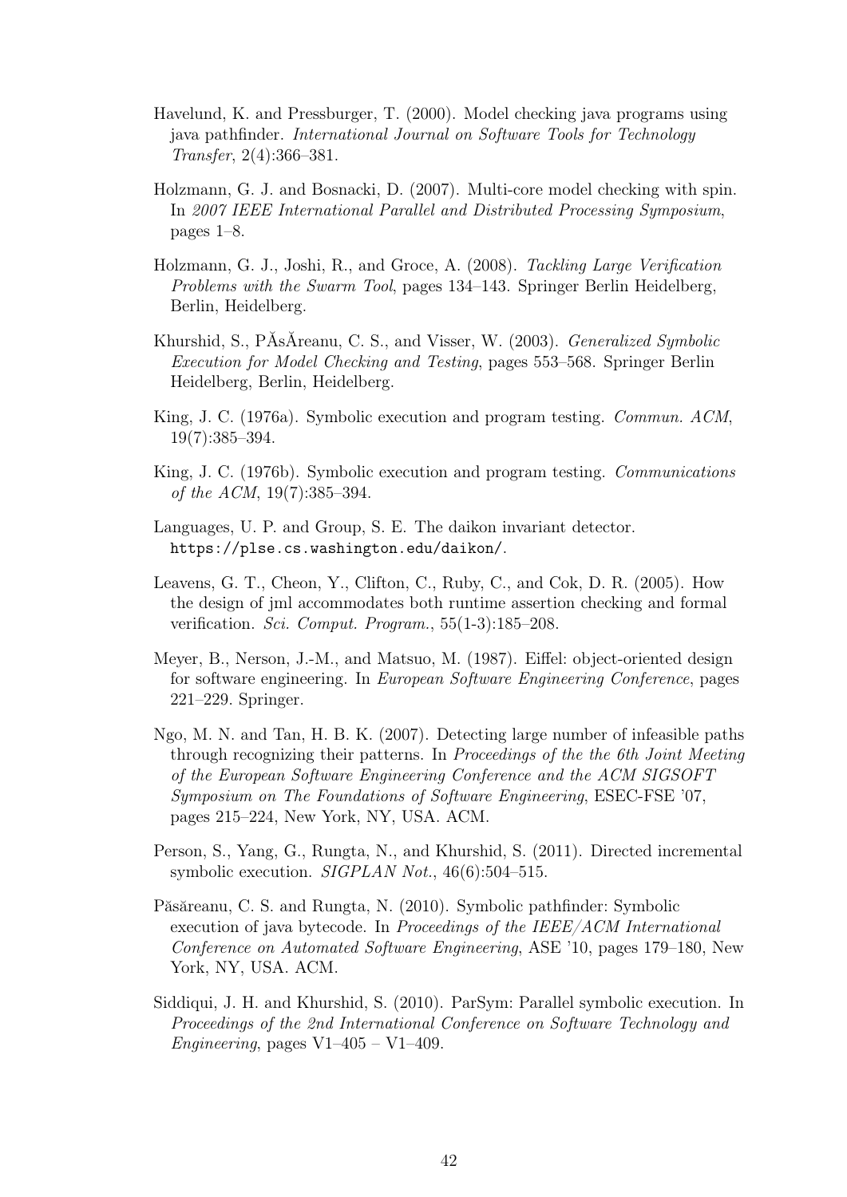Havelund, K. and Pressburger, T. (2000). Model checking java programs using java pathfinder. *International Journal on Software Tools for Technology Transfer*, 2(4):366–381.

Holzmann, G. J. and Bosnacki, D. (2007). Multi-core model checking with spin. In *2007 IEEE International Parallel and Distributed Processing Symposium*, pages 1–8.

Holzmann, G. J., Joshi, R., and Groce, A. (2008). *Tackling Large Verification Problems with the Swarm Tool*, pages 134–143. Springer Berlin Heidelberg, Berlin, Heidelberg.

Khurshid, S., PĂsĂreanu, C. S., and Visser, W. (2003). *Generalized Symbolic Execution for Model Checking and Testing*, pages 553–568. Springer Berlin Heidelberg, Berlin, Heidelberg.

King, J. C. (1976a). Symbolic execution and program testing. *Commun. ACM*, 19(7):385–394.

King, J. C. (1976b). Symbolic execution and program testing. *Communications of the ACM*, 19(7):385–394.

Languages, U. P. and Group, S. E. The daikon invariant detector. https://plse.cs.washington.edu/daikon/.

Leavens, G. T., Cheon, Y., Clifton, C., Ruby, C., and Cok, D. R. (2005). How the design of jml accommodates both runtime assertion checking and formal verification. *Sci. Comput. Program.*, 55(1-3):185–208.

Meyer, B., Nerson, J.-M., and Matsuo, M. (1987). Eiffel: object-oriented design for software engineering. In *European Software Engineering Conference*, pages 221–229. Springer.

Ngo, M. N. and Tan, H. B. K. (2007). Detecting large number of infeasible paths through recognizing their patterns. In *Proceedings of the the 6th Joint Meeting of the European Software Engineering Conference and the ACM SIGSOFT Symposium on The Foundations of Software Engineering*, ESEC-FSE '07, pages 215–224, New York, NY, USA. ACM.

Person, S., Yang, G., Rungta, N., and Khurshid, S. (2011). Directed incremental symbolic execution. *SIGPLAN Not.*, 46(6):504–515.

Păsăreanu, C. S. and Rungta, N. (2010). Symbolic pathfinder: Symbolic execution of java bytecode. In *Proceedings of the IEEE/ACM International Conference on Automated Software Engineering*, ASE '10, pages 179–180, New York, NY, USA. ACM.

Siddiqui, J. H. and Khurshid, S. (2010). ParSym: Parallel symbolic execution. In *Proceedings of the 2nd International Conference on Software Technology and Engineering*, pages V1–405 – V1–409.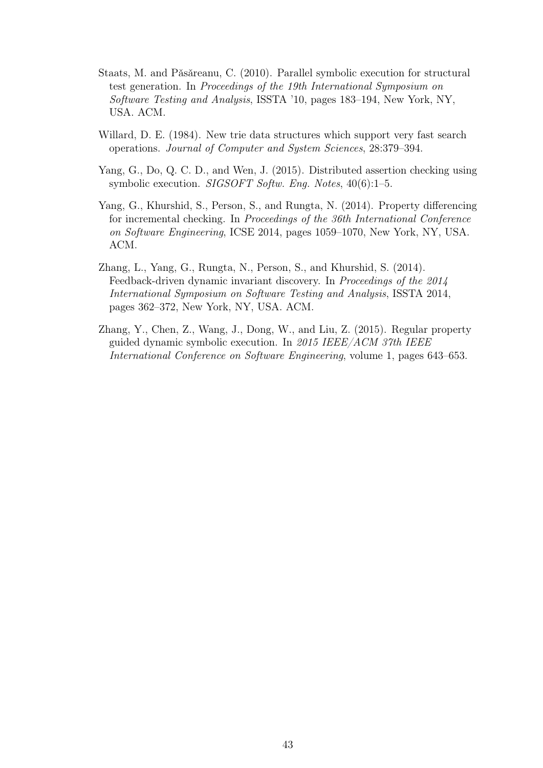Staats, M. and Păsăreanu, C. (2010). Parallel symbolic execution for structural test generation. In *Proceedings of the 19th International Symposium on Software Testing and Analysis*, ISSTA '10, pages 183–194, New York, NY, USA. ACM.

Willard, D. E. (1984). New trie data structures which support very fast search operations. *Journal of Computer and System Sciences*, 28:379–394.

Yang, G., Do, Q. C. D., and Wen, J. (2015). Distributed assertion checking using symbolic execution. *SIGSOFT Softw. Eng. Notes*, 40(6):1–5.

Yang, G., Khurshid, S., Person, S., and Rungta, N. (2014). Property differencing for incremental checking. In *Proceedings of the 36th International Conference on Software Engineering*, ICSE 2014, pages 1059–1070, New York, NY, USA. ACM.

Zhang, L., Yang, G., Rungta, N., Person, S., and Khurshid, S. (2014). Feedback-driven dynamic invariant discovery. In *Proceedings of the 2014 International Symposium on Software Testing and Analysis*, ISSTA 2014, pages 362–372, New York, NY, USA. ACM.

Zhang, Y., Chen, Z., Wang, J., Dong, W., and Liu, Z. (2015). Regular property guided dynamic symbolic execution. In *2015 IEEE/ACM 37th IEEE International Conference on Software Engineering*, volume 1, pages 643–653.